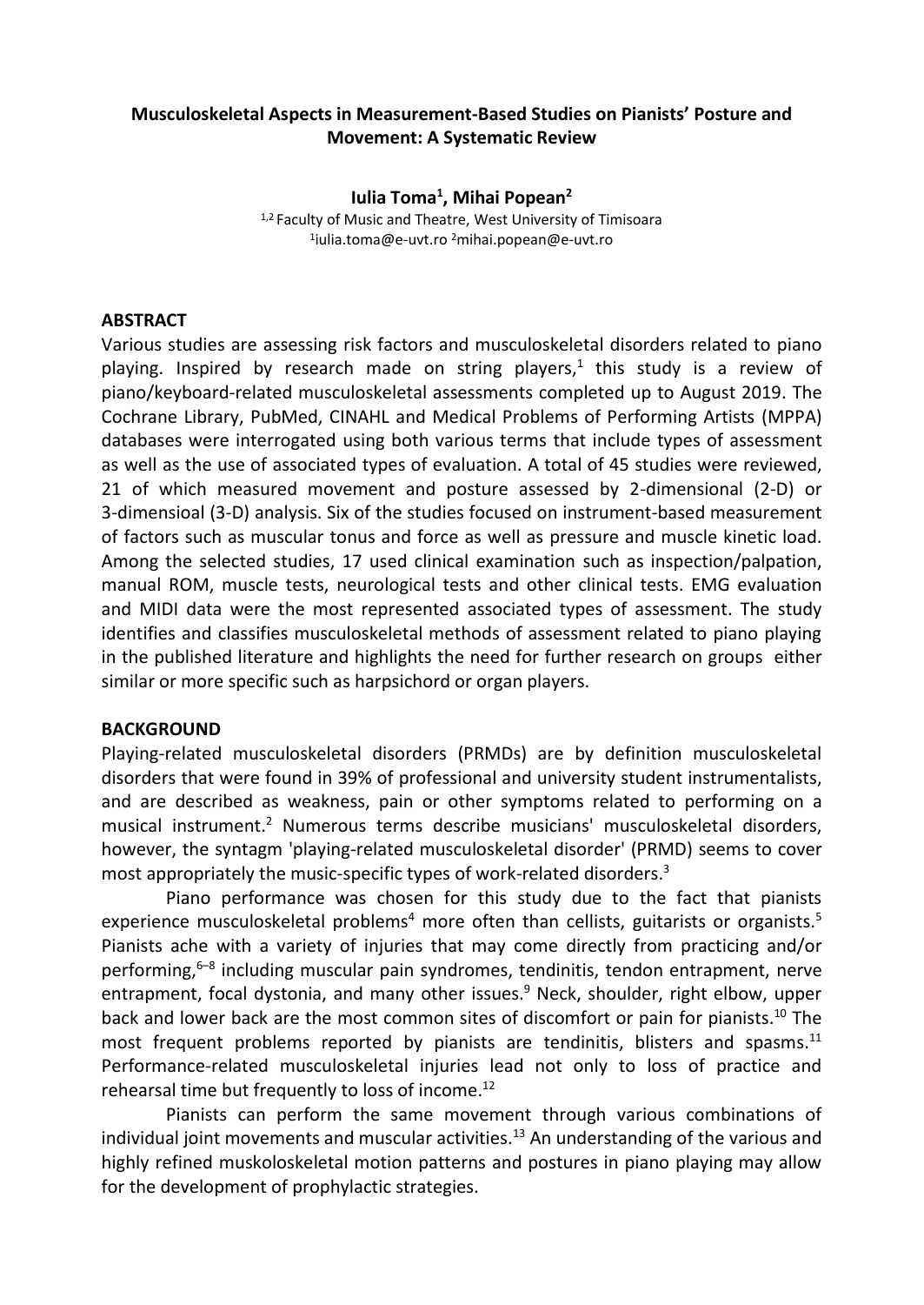# Musculoskeletal Aspects in Measurement-Based Studies on Pianists' Posture and Movement: A Systematic Review

**Iulia Toma[1], Mihai Popean[2]**

[1,2] Faculty of Music and Theatre, West University of Timisoara
[1]iulia.toma@e-uvt.ro [2]mihai.popean@e-uvt.ro

## ABSTRACT

Various studies are assessing risk factors and musculoskeletal disorders related to piano playing. Inspired by research made on string players,[1] this study is a review of piano/keyboard-related musculoskeletal assessments completed up to August 2019. The Cochrane Library, PubMed, CINAHL and Medical Problems of Performing Artists (MPPA) databases were interrogated using both various terms that include types of assessment as well as the use of associated types of evaluation. A total of 45 studies were reviewed, 21 of which measured movement and posture assessed by 2-dimensional (2-D) or 3-dimensioal (3-D) analysis. Six of the studies focused on instrument-based measurement of factors such as muscular tonus and force as well as pressure and muscle kinetic load. Among the selected studies, 17 used clinical examination such as inspection/palpation, manual ROM, muscle tests, neurological tests and other clinical tests. EMG evaluation and MIDI data were the most represented associated types of assessment. The study identifies and classifies musculoskeletal methods of assessment related to piano playing in the published literature and highlights the need for further research on groups either similar or more specific such as harpsichord or organ players.

## BACKGROUND

Playing-related musculoskeletal disorders (PRMDs) are by definition musculoskeletal disorders that were found in 39% of professional and university student instrumentalists, and are described as weakness, pain or other symptoms related to performing on a musical instrument.[2] Numerous terms describe musicians' musculoskeletal disorders, however, the syntagm 'playing-related musculoskeletal disorder' (PRMD) seems to cover most appropriately the music-specific types of work-related disorders.[3]

Piano performance was chosen for this study due to the fact that pianists experience musculoskeletal problems[4] more often than cellists, guitarists or organists.[5] Pianists ache with a variety of injuries that may come directly from practicing and/or performing,[6–8] including muscular pain syndromes, tendinitis, tendon entrapment, nerve entrapment, focal dystonia, and many other issues.[9] Neck, shoulder, right elbow, upper back and lower back are the most common sites of discomfort or pain for pianists.[10] The most frequent problems reported by pianists are tendinitis, blisters and spasms.[11] Performance-related musculoskeletal injuries lead not only to loss of practice and rehearsal time but frequently to loss of income.[12]

Pianists can perform the same movement through various combinations of individual joint movements and muscular activities.[13] An understanding of the various and highly refined muskoloskeletal motion patterns and postures in piano playing may allow for the development of prophylactic strategies.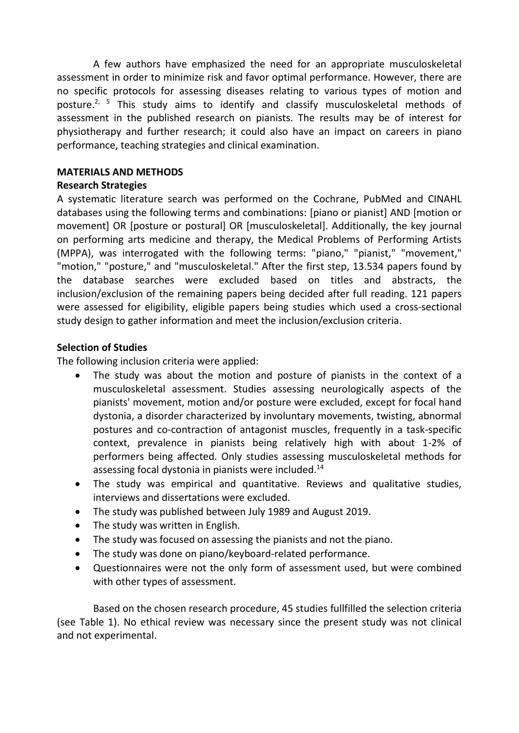A few authors have emphasized the need for an appropriate musculoskeletal assessment in order to minimize risk and favor optimal performance. However, there are no specific protocols for assessing diseases relating to various types of motion and posture.[2, 5] This study aims to identify and classify musculoskeletal methods of assessment in the published research on pianists. The results may be of interest for physiotherapy and further research; it could also have an impact on careers in piano performance, teaching strategies and clinical examination.

## MATERIALS AND METHODS

### Research Strategies

A systematic literature search was performed on the Cochrane, PubMed and CINAHL databases using the following terms and combinations: [piano or pianist] AND [motion or movement] OR [posture or postural] OR [musculoskeletal]. Additionally, the key journal on performing arts medicine and therapy, the Medical Problems of Performing Artists (MPPA), was interrogated with the following terms: "piano," "pianist," "movement," "motion," "posture," and "musculoskeletal." After the first step, 13.534 papers found by the database searches were excluded based on titles and abstracts, the inclusion/exclusion of the remaining papers being decided after full reading. 121 papers were assessed for eligibility, eligible papers being studies which used a cross-sectional study design to gather information and meet the inclusion/exclusion criteria.

### Selection of Studies

The following inclusion criteria were applied:

- The study was about the motion and posture of pianists in the context of a musculoskeletal assessment. Studies assessing neurologically aspects of the pianists' movement, motion and/or posture were excluded, except for focal hand dystonia, a disorder characterized by involuntary movements, twisting, abnormal postures and co-contraction of antagonist muscles, frequently in a task-specific context, prevalence in pianists being relatively high with about 1-2% of performers being affected. Only studies assessing musculoskeletal methods for assessing focal dystonia in pianists were included.[14]
- The study was empirical and quantitative. Reviews and qualitative studies, interviews and dissertations were excluded.
- The study was published between July 1989 and August 2019.
- The study was written in English.
- The study was focused on assessing the pianists and not the piano.
- The study was done on piano/keyboard-related performance.
- Questionnaires were not the only form of assessment used, but were combined with other types of assessment.

Based on the chosen research procedure, 45 studies fullfilled the selection criteria (see Table 1). No ethical review was necessary since the present study was not clinical and not experimental.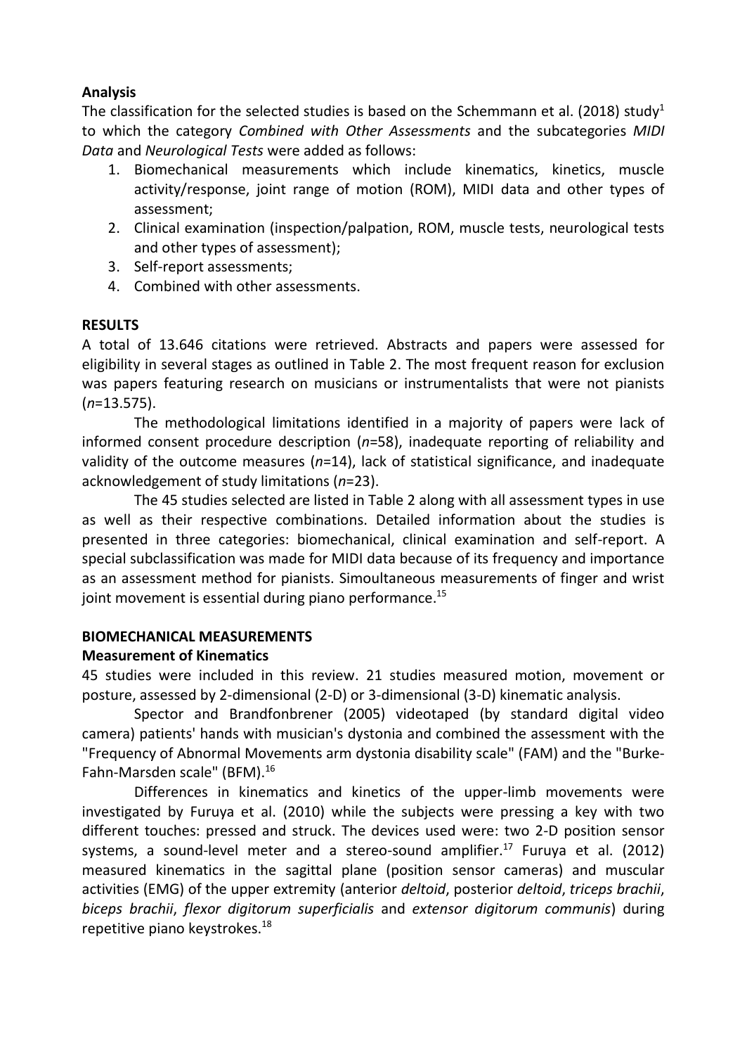**Analysis**

The classification for the selected studies is based on the Schemmann et al. (2018) study[1] to which the category *Combined with Other Assessments* and the subcategories *MIDI Data* and *Neurological Tests* were added as follows:

1. Biomechanical measurements which include kinematics, kinetics, muscle activity/response, joint range of motion (ROM), MIDI data and other types of assessment;
2. Clinical examination (inspection/palpation, ROM, muscle tests, neurological tests and other types of assessment);
3. Self-report assessments;
4. Combined with other assessments.

## RESULTS

A total of 13.646 citations were retrieved. Abstracts and papers were assessed for eligibility in several stages as outlined in Table 2. The most frequent reason for exclusion was papers featuring research on musicians or instrumentalists that were not pianists (*n*=13.575).

The methodological limitations identified in a majority of papers were lack of informed consent procedure description (*n*=58), inadequate reporting of reliability and validity of the outcome measures (*n*=14), lack of statistical significance, and inadequate acknowledgement of study limitations (*n*=23).

The 45 studies selected are listed in Table 2 along with all assessment types in use as well as their respective combinations. Detailed information about the studies is presented in three categories: biomechanical, clinical examination and self-report. A special subclassification was made for MIDI data because of its frequency and importance as an assessment method for pianists. Simoultaneous measurements of finger and wrist joint movement is essential during piano performance.[15]

## BIOMECHANICAL MEASUREMENTS

**Measurement of Kinematics**

45 studies were included in this review. 21 studies measured motion, movement or posture, assessed by 2-dimensional (2-D) or 3-dimensional (3-D) kinematic analysis.

Spector and Brandfonbrener (2005) videotaped (by standard digital video camera) patients' hands with musician's dystonia and combined the assessment with the "Frequency of Abnormal Movements arm dystonia disability scale" (FAM) and the "Burke-Fahn-Marsden scale" (BFM).[16]

Differences in kinematics and kinetics of the upper-limb movements were investigated by Furuya et al. (2010) while the subjects were pressing a key with two different touches: pressed and struck. The devices used were: two 2-D position sensor systems, a sound-level meter and a stereo-sound amplifier.[17] Furuya et al. (2012) measured kinematics in the sagittal plane (position sensor cameras) and muscular activities (EMG) of the upper extremity (anterior *deltoid*, posterior *deltoid*, *triceps brachii*, *biceps brachii*, *flexor digitorum superficialis* and *extensor digitorum communis*) during repetitive piano keystrokes.[18]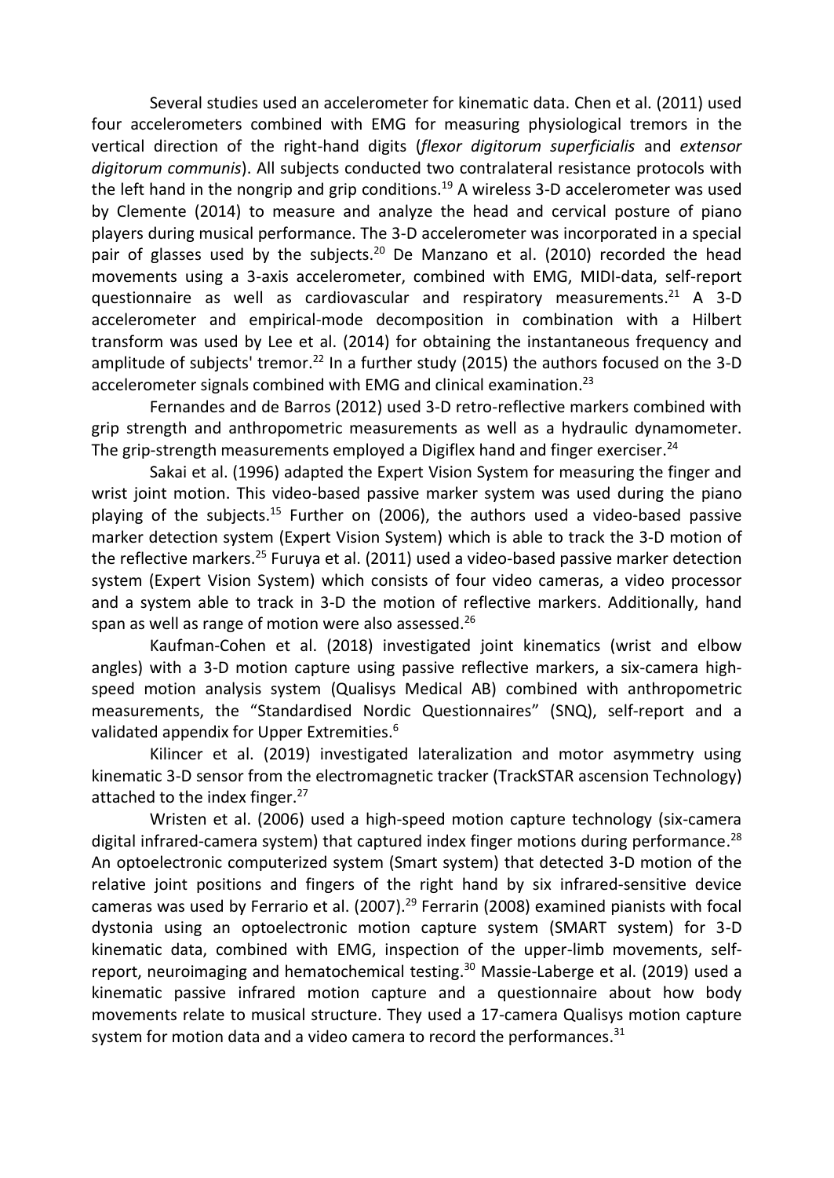Several studies used an accelerometer for kinematic data. Chen et al. (2011) used four accelerometers combined with EMG for measuring physiological tremors in the vertical direction of the right-hand digits (*flexor digitorum superficialis* and *extensor digitorum communis*). All subjects conducted two contralateral resistance protocols with the left hand in the nongrip and grip conditions.[19] A wireless 3-D accelerometer was used by Clemente (2014) to measure and analyze the head and cervical posture of piano players during musical performance. The 3-D accelerometer was incorporated in a special pair of glasses used by the subjects.[20] De Manzano et al. (2010) recorded the head movements using a 3-axis accelerometer, combined with EMG, MIDI-data, self-report questionnaire as well as cardiovascular and respiratory measurements.[21] A 3-D accelerometer and empirical-mode decomposition in combination with a Hilbert transform was used by Lee et al. (2014) for obtaining the instantaneous frequency and amplitude of subjects' tremor.[22] In a further study (2015) the authors focused on the 3-D accelerometer signals combined with EMG and clinical examination.[23]

Fernandes and de Barros (2012) used 3-D retro-reflective markers combined with grip strength and anthropometric measurements as well as a hydraulic dynamometer. The grip-strength measurements employed a Digiflex hand and finger exerciser.[24]

Sakai et al. (1996) adapted the Expert Vision System for measuring the finger and wrist joint motion. This video-based passive marker system was used during the piano playing of the subjects.[15] Further on (2006), the authors used a video-based passive marker detection system (Expert Vision System) which is able to track the 3-D motion of the reflective markers.[25] Furuya et al. (2011) used a video-based passive marker detection system (Expert Vision System) which consists of four video cameras, a video processor and a system able to track in 3-D the motion of reflective markers. Additionally, hand span as well as range of motion were also assessed.[26]

Kaufman-Cohen et al. (2018) investigated joint kinematics (wrist and elbow angles) with a 3-D motion capture using passive reflective markers, a six-camera high-speed motion analysis system (Qualisys Medical AB) combined with anthropometric measurements, the "Standardised Nordic Questionnaires" (SNQ), self-report and a validated appendix for Upper Extremities.[6]

Kilincer et al. (2019) investigated lateralization and motor asymmetry using kinematic 3-D sensor from the electromagnetic tracker (TrackSTAR ascension Technology) attached to the index finger.[27]

Wristen et al. (2006) used a high-speed motion capture technology (six-camera digital infrared-camera system) that captured index finger motions during performance.[28] An optoelectronic computerized system (Smart system) that detected 3-D motion of the relative joint positions and fingers of the right hand by six infrared-sensitive device cameras was used by Ferrario et al. (2007).[29] Ferrarin (2008) examined pianists with focal dystonia using an optoelectronic motion capture system (SMART system) for 3-D kinematic data, combined with EMG, inspection of the upper-limb movements, self-report, neuroimaging and hematochemical testing.[30] Massie-Laberge et al. (2019) used a kinematic passive infrared motion capture and a questionnaire about how body movements relate to musical structure. They used a 17-camera Qualisys motion capture system for motion data and a video camera to record the performances.[31]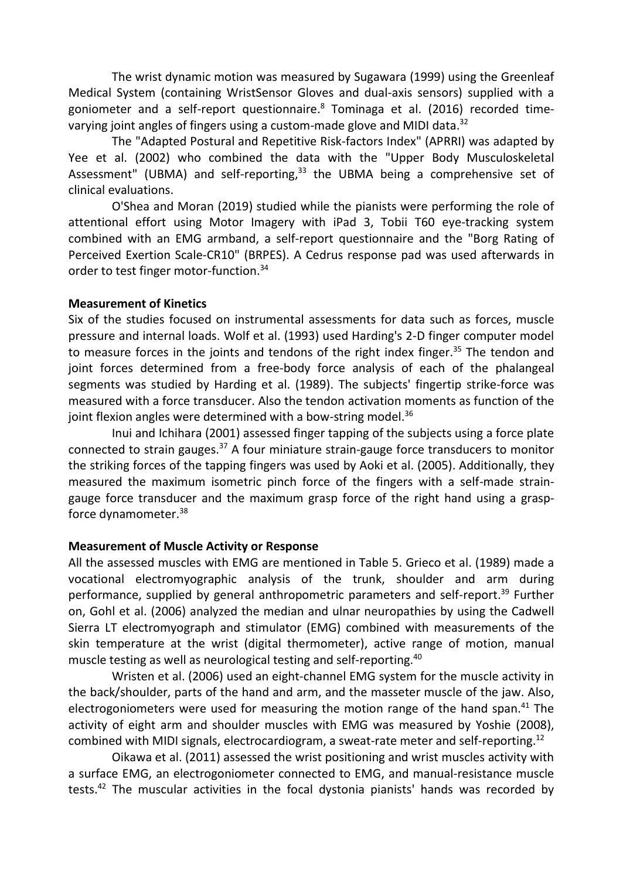The wrist dynamic motion was measured by Sugawara (1999) using the Greenleaf Medical System (containing WristSensor Gloves and dual-axis sensors) supplied with a goniometer and a self-report questionnaire.[8] Tominaga et al. (2016) recorded time-varying joint angles of fingers using a custom-made glove and MIDI data.[32]

The "Adapted Postural and Repetitive Risk-factors Index" (APRRI) was adapted by Yee et al. (2002) who combined the data with the "Upper Body Musculoskeletal Assessment" (UBMA) and self-reporting,[33] the UBMA being a comprehensive set of clinical evaluations.

O'Shea and Moran (2019) studied while the pianists were performing the role of attentional effort using Motor Imagery with iPad 3, Tobii T60 eye-tracking system combined with an EMG armband, a self-report questionnaire and the "Borg Rating of Perceived Exertion Scale-CR10" (BRPES). A Cedrus response pad was used afterwards in order to test finger motor-function.[34]

**Measurement of Kinetics**

Six of the studies focused on instrumental assessments for data such as forces, muscle pressure and internal loads. Wolf et al. (1993) used Harding's 2-D finger computer model to measure forces in the joints and tendons of the right index finger.[35] The tendon and joint forces determined from a free-body force analysis of each of the phalangeal segments was studied by Harding et al. (1989). The subjects' fingertip strike-force was measured with a force transducer. Also the tendon activation moments as function of the joint flexion angles were determined with a bow-string model.[36]

Inui and Ichihara (2001) assessed finger tapping of the subjects using a force plate connected to strain gauges.[37] A four miniature strain-gauge force transducers to monitor the striking forces of the tapping fingers was used by Aoki et al. (2005). Additionally, they measured the maximum isometric pinch force of the fingers with a self-made strain-gauge force transducer and the maximum grasp force of the right hand using a grasp-force dynamometer.[38]

**Measurement of Muscle Activity or Response**

All the assessed muscles with EMG are mentioned in Table 5. Grieco et al. (1989) made a vocational electromyographic analysis of the trunk, shoulder and arm during performance, supplied by general anthropometric parameters and self-report.[39] Further on, Gohl et al. (2006) analyzed the median and ulnar neuropathies by using the Cadwell Sierra LT electromyograph and stimulator (EMG) combined with measurements of the skin temperature at the wrist (digital thermometer), active range of motion, manual muscle testing as well as neurological testing and self-reporting.[40]

Wristen et al. (2006) used an eight-channel EMG system for the muscle activity in the back/shoulder, parts of the hand and arm, and the masseter muscle of the jaw. Also, electrogoniometers were used for measuring the motion range of the hand span.[41] The activity of eight arm and shoulder muscles with EMG was measured by Yoshie (2008), combined with MIDI signals, electrocardiogram, a sweat-rate meter and self-reporting.[12]

Oikawa et al. (2011) assessed the wrist positioning and wrist muscles activity with a surface EMG, an electrogoniometer connected to EMG, and manual-resistance muscle tests.[42] The muscular activities in the focal dystonia pianists' hands was recorded by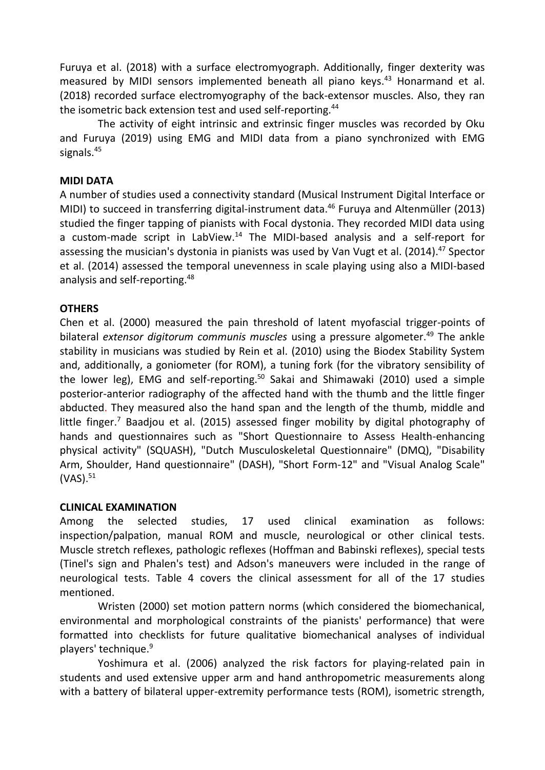Furuya et al. (2018) with a surface electromyograph. Additionally, finger dexterity was measured by MIDI sensors implemented beneath all piano keys.[43] Honarmand et al. (2018) recorded surface electromyography of the back-extensor muscles. Also, they ran the isometric back extension test and used self-reporting.[44]

The activity of eight intrinsic and extrinsic finger muscles was recorded by Oku and Furuya (2019) using EMG and MIDI data from a piano synchronized with EMG signals.[45]

**MIDI DATA**

A number of studies used a connectivity standard (Musical Instrument Digital Interface or MIDI) to succeed in transferring digital-instrument data.[46] Furuya and Altenmüller (2013) studied the finger tapping of pianists with Focal dystonia. They recorded MIDI data using a custom-made script in LabView.[14] The MIDI-based analysis and a self-report for assessing the musician's dystonia in pianists was used by Van Vugt et al. (2014).[47] Spector et al. (2014) assessed the temporal unevenness in scale playing using also a MIDI-based analysis and self-reporting.[48]

**OTHERS**

Chen et al. (2000) measured the pain threshold of latent myofascial trigger-points of bilateral *extensor digitorum communis muscles* using a pressure algometer.[49] The ankle stability in musicians was studied by Rein et al. (2010) using the Biodex Stability System and, additionally, a goniometer (for ROM), a tuning fork (for the vibratory sensibility of the lower leg), EMG and self-reporting.[50] Sakai and Shimawaki (2010) used a simple posterior-anterior radiography of the affected hand with the thumb and the little finger abducted. They measured also the hand span and the length of the thumb, middle and little finger.[7] Baadjou et al. (2015) assessed finger mobility by digital photography of hands and questionnaires such as "Short Questionnaire to Assess Health-enhancing physical activity" (SQUASH), "Dutch Musculoskeletal Questionnaire" (DMQ), "Disability Arm, Shoulder, Hand questionnaire" (DASH), "Short Form-12" and "Visual Analog Scale" (VAS).[51]

**CLINICAL EXAMINATION**

Among the selected studies, 17 used clinical examination as follows: inspection/palpation, manual ROM and muscle, neurological or other clinical tests. Muscle stretch reflexes, pathologic reflexes (Hoffman and Babinski reflexes), special tests (Tinel's sign and Phalen's test) and Adson's maneuvers were included in the range of neurological tests. Table 4 covers the clinical assessment for all of the 17 studies mentioned.

Wristen (2000) set motion pattern norms (which considered the biomechanical, environmental and morphological constraints of the pianists' performance) that were formatted into checklists for future qualitative biomechanical analyses of individual players' technique.[9]

Yoshimura et al. (2006) analyzed the risk factors for playing-related pain in students and used extensive upper arm and hand anthropometric measurements along with a battery of bilateral upper-extremity performance tests (ROM), isometric strength,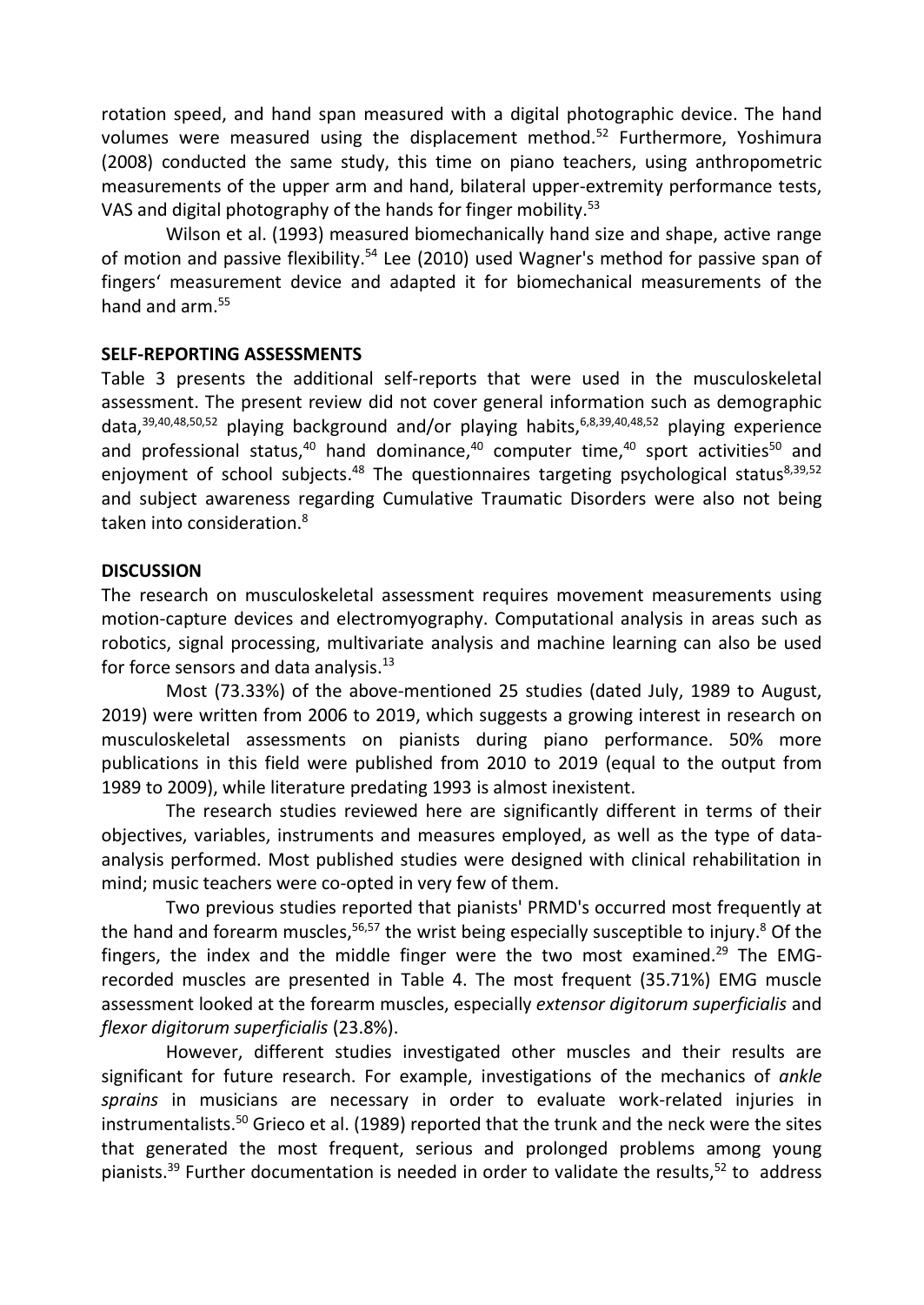rotation speed, and hand span measured with a digital photographic device. The hand volumes were measured using the displacement method.[52] Furthermore, Yoshimura (2008) conducted the same study, this time on piano teachers, using anthropometric measurements of the upper arm and hand, bilateral upper-extremity performance tests, VAS and digital photography of the hands for finger mobility.[53]

Wilson et al. (1993) measured biomechanically hand size and shape, active range of motion and passive flexibility.[54] Lee (2010) used Wagner's method for passive span of fingers' measurement device and adapted it for biomechanical measurements of the hand and arm.[55]

## SELF-REPORTING ASSESSMENTS

Table 3 presents the additional self-reports that were used in the musculoskeletal assessment. The present review did not cover general information such as demographic data,[39,40,48,50,52] playing background and/or playing habits,[6,8,39,40,48,52] playing experience and professional status,[40] hand dominance,[40] computer time,[40] sport activities[50] and enjoyment of school subjects.[48] The questionnaires targeting psychological status[8,39,52] and subject awareness regarding Cumulative Traumatic Disorders were also not being taken into consideration.[8]

## DISCUSSION

The research on musculoskeletal assessment requires movement measurements using motion-capture devices and electromyography. Computational analysis in areas such as robotics, signal processing, multivariate analysis and machine learning can also be used for force sensors and data analysis.[13]

Most (73.33%) of the above-mentioned 25 studies (dated July, 1989 to August, 2019) were written from 2006 to 2019, which suggests a growing interest in research on musculoskeletal assessments on pianists during piano performance. 50% more publications in this field were published from 2010 to 2019 (equal to the output from 1989 to 2009), while literature predating 1993 is almost inexistent.

The research studies reviewed here are significantly different in terms of their objectives, variables, instruments and measures employed, as well as the type of data-analysis performed. Most published studies were designed with clinical rehabilitation in mind; music teachers were co-opted in very few of them.

Two previous studies reported that pianists' PRMD's occurred most frequently at the hand and forearm muscles,[56,57] the wrist being especially susceptible to injury.[8] Of the fingers, the index and the middle finger were the two most examined.[29] The EMG-recorded muscles are presented in Table 4. The most frequent (35.71%) EMG muscle assessment looked at the forearm muscles, especially *extensor digitorum superficialis* and *flexor digitorum superficialis* (23.8%).

However, different studies investigated other muscles and their results are significant for future research. For example, investigations of the mechanics of *ankle sprains* in musicians are necessary in order to evaluate work-related injuries in instrumentalists.[50] Grieco et al. (1989) reported that the trunk and the neck were the sites that generated the most frequent, serious and prolonged problems among young pianists.[39] Further documentation is needed in order to validate the results,[52] to address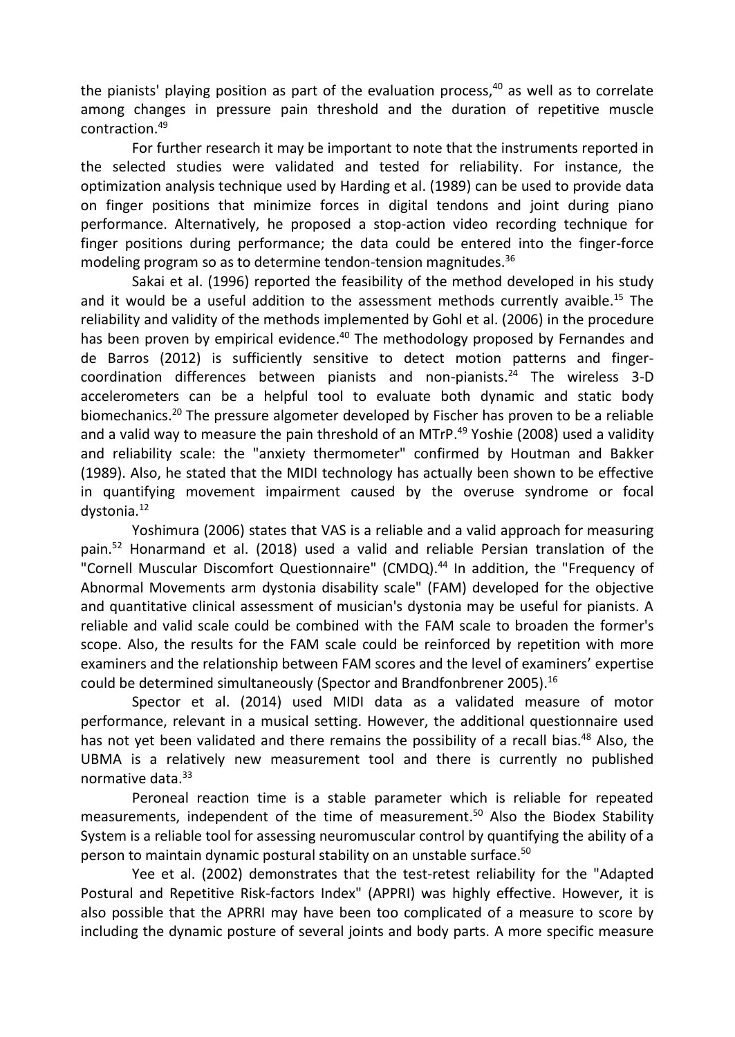the pianists' playing position as part of the evaluation process,[40] as well as to correlate among changes in pressure pain threshold and the duration of repetitive muscle contraction.[49]

For further research it may be important to note that the instruments reported in the selected studies were validated and tested for reliability. For instance, the optimization analysis technique used by Harding et al. (1989) can be used to provide data on finger positions that minimize forces in digital tendons and joint during piano performance. Alternatively, he proposed a stop-action video recording technique for finger positions during performance; the data could be entered into the finger-force modeling program so as to determine tendon-tension magnitudes.[36]

Sakai et al. (1996) reported the feasibility of the method developed in his study and it would be a useful addition to the assessment methods currently avaible.[15] The reliability and validity of the methods implemented by Gohl et al. (2006) in the procedure has been proven by empirical evidence.[40] The methodology proposed by Fernandes and de Barros (2012) is sufficiently sensitive to detect motion patterns and finger-coordination differences between pianists and non-pianists.[24] The wireless 3-D accelerometers can be a helpful tool to evaluate both dynamic and static body biomechanics.[20] The pressure algometer developed by Fischer has proven to be a reliable and a valid way to measure the pain threshold of an MTrP.[49] Yoshie (2008) used a validity and reliability scale: the "anxiety thermometer" confirmed by Houtman and Bakker (1989). Also, he stated that the MIDI technology has actually been shown to be effective in quantifying movement impairment caused by the overuse syndrome or focal dystonia.[12]

Yoshimura (2006) states that VAS is a reliable and a valid approach for measuring pain.[52] Honarmand et al. (2018) used a valid and reliable Persian translation of the "Cornell Muscular Discomfort Questionnaire" (CMDQ).[44] In addition, the "Frequency of Abnormal Movements arm dystonia disability scale" (FAM) developed for the objective and quantitative clinical assessment of musician's dystonia may be useful for pianists. A reliable and valid scale could be combined with the FAM scale to broaden the former's scope. Also, the results for the FAM scale could be reinforced by repetition with more examiners and the relationship between FAM scores and the level of examiners' expertise could be determined simultaneously (Spector and Brandfonbrener 2005).[16]

Spector et al. (2014) used MIDI data as a validated measure of motor performance, relevant in a musical setting. However, the additional questionnaire used has not yet been validated and there remains the possibility of a recall bias.[48] Also, the UBMA is a relatively new measurement tool and there is currently no published normative data.[33]

Peroneal reaction time is a stable parameter which is reliable for repeated measurements, independent of the time of measurement.[50] Also the Biodex Stability System is a reliable tool for assessing neuromuscular control by quantifying the ability of a person to maintain dynamic postural stability on an unstable surface.[50]

Yee et al. (2002) demonstrates that the test-retest reliability for the "Adapted Postural and Repetitive Risk-factors Index" (APPRI) was highly effective. However, it is also possible that the APRRI may have been too complicated of a measure to score by including the dynamic posture of several joints and body parts. A more specific measure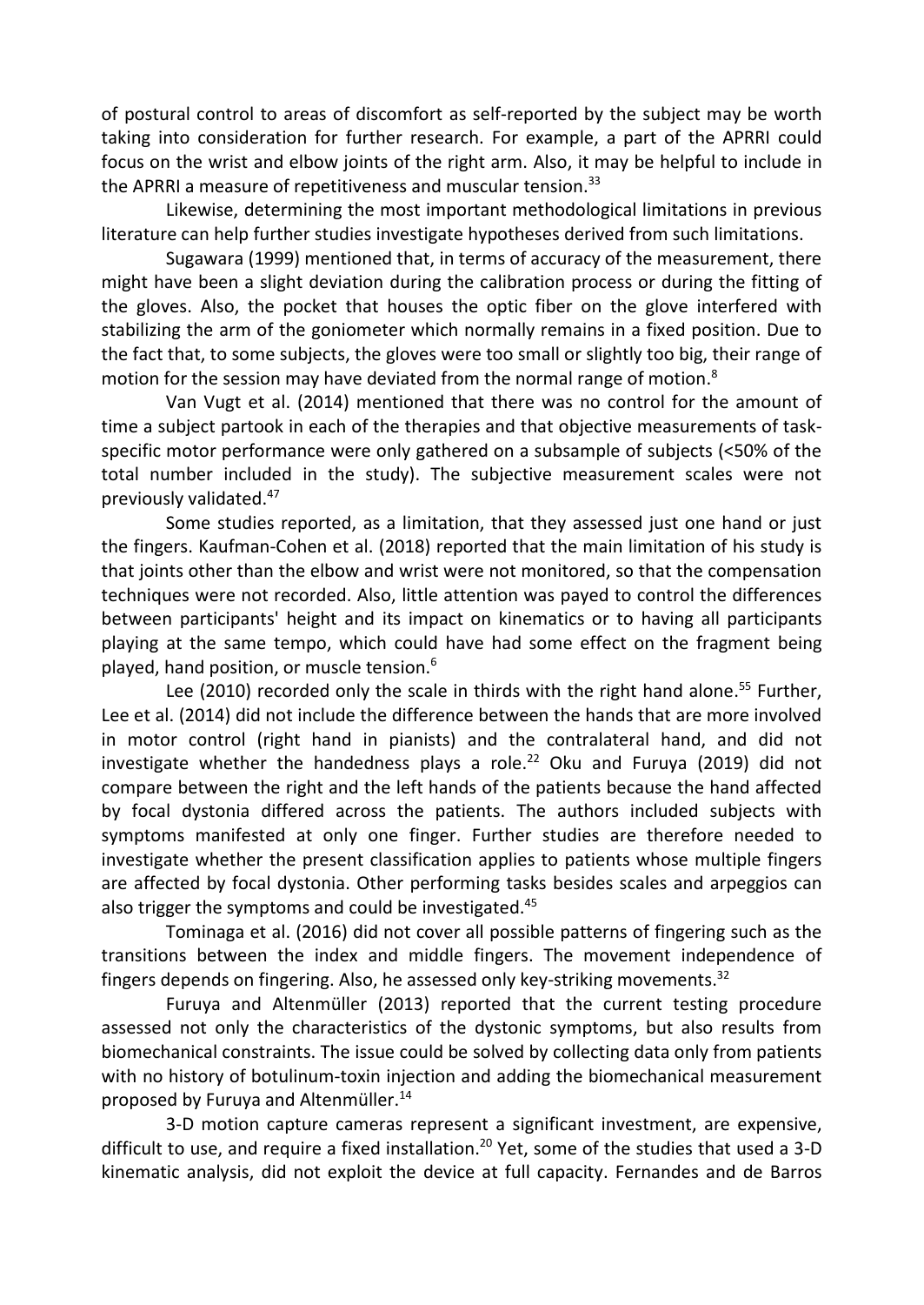of postural control to areas of discomfort as self-reported by the subject may be worth taking into consideration for further research. For example, a part of the APRRI could focus on the wrist and elbow joints of the right arm. Also, it may be helpful to include in the APRRI a measure of repetitiveness and muscular tension.[33]

Likewise, determining the most important methodological limitations in previous literature can help further studies investigate hypotheses derived from such limitations.

Sugawara (1999) mentioned that, in terms of accuracy of the measurement, there might have been a slight deviation during the calibration process or during the fitting of the gloves. Also, the pocket that houses the optic fiber on the glove interfered with stabilizing the arm of the goniometer which normally remains in a fixed position. Due to the fact that, to some subjects, the gloves were too small or slightly too big, their range of motion for the session may have deviated from the normal range of motion.[8]

Van Vugt et al. (2014) mentioned that there was no control for the amount of time a subject partook in each of the therapies and that objective measurements of task-specific motor performance were only gathered on a subsample of subjects (<50% of the total number included in the study). The subjective measurement scales were not previously validated.[47]

Some studies reported, as a limitation, that they assessed just one hand or just the fingers. Kaufman-Cohen et al. (2018) reported that the main limitation of his study is that joints other than the elbow and wrist were not monitored, so that the compensation techniques were not recorded. Also, little attention was payed to control the differences between participants' height and its impact on kinematics or to having all participants playing at the same tempo, which could have had some effect on the fragment being played, hand position, or muscle tension.[6]

Lee (2010) recorded only the scale in thirds with the right hand alone.[55] Further, Lee et al. (2014) did not include the difference between the hands that are more involved in motor control (right hand in pianists) and the contralateral hand, and did not investigate whether the handedness plays a role.[22] Oku and Furuya (2019) did not compare between the right and the left hands of the patients because the hand affected by focal dystonia differed across the patients. The authors included subjects with symptoms manifested at only one finger. Further studies are therefore needed to investigate whether the present classification applies to patients whose multiple fingers are affected by focal dystonia. Other performing tasks besides scales and arpeggios can also trigger the symptoms and could be investigated.[45]

Tominaga et al. (2016) did not cover all possible patterns of fingering such as the transitions between the index and middle fingers. The movement independence of fingers depends on fingering. Also, he assessed only key-striking movements.[32]

Furuya and Altenmüller (2013) reported that the current testing procedure assessed not only the characteristics of the dystonic symptoms, but also results from biomechanical constraints. The issue could be solved by collecting data only from patients with no history of botulinum-toxin injection and adding the biomechanical measurement proposed by Furuya and Altenmüller.[14]

3-D motion capture cameras represent a significant investment, are expensive, difficult to use, and require a fixed installation.[20] Yet, some of the studies that used a 3-D kinematic analysis, did not exploit the device at full capacity. Fernandes and de Barros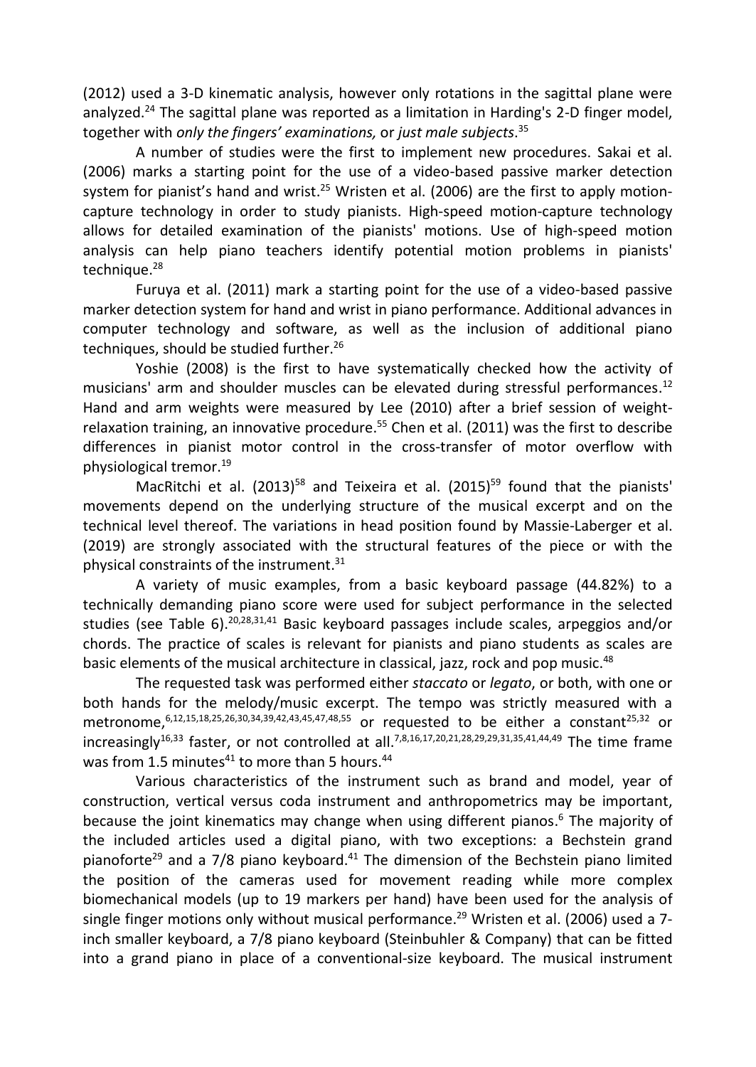(2012) used a 3-D kinematic analysis, however only rotations in the sagittal plane were analyzed.[24] The sagittal plane was reported as a limitation in Harding's 2-D finger model, together with *only the fingers' examinations,* or *just male subjects*.[35]

A number of studies were the first to implement new procedures. Sakai et al. (2006) marks a starting point for the use of a video-based passive marker detection system for pianist's hand and wrist.[25] Wristen et al. (2006) are the first to apply motion-capture technology in order to study pianists. High-speed motion-capture technology allows for detailed examination of the pianists' motions. Use of high-speed motion analysis can help piano teachers identify potential motion problems in pianists' technique.[28]

Furuya et al. (2011) mark a starting point for the use of a video-based passive marker detection system for hand and wrist in piano performance. Additional advances in computer technology and software, as well as the inclusion of additional piano techniques, should be studied further.[26]

Yoshie (2008) is the first to have systematically checked how the activity of musicians' arm and shoulder muscles can be elevated during stressful performances.[12] Hand and arm weights were measured by Lee (2010) after a brief session of weight-relaxation training, an innovative procedure.[55] Chen et al. (2011) was the first to describe differences in pianist motor control in the cross-transfer of motor overflow with physiological tremor.[19]

MacRitchi et al. (2013)[58] and Teixeira et al. (2015)[59] found that the pianists' movements depend on the underlying structure of the musical excerpt and on the technical level thereof. The variations in head position found by Massie-Laberger et al. (2019) are strongly associated with the structural features of the piece or with the physical constraints of the instrument.[31]

A variety of music examples, from a basic keyboard passage (44.82%) to a technically demanding piano score were used for subject performance in the selected studies (see Table 6).[20,28,31,41] Basic keyboard passages include scales, arpeggios and/or chords. The practice of scales is relevant for pianists and piano students as scales are basic elements of the musical architecture in classical, jazz, rock and pop music.[48]

The requested task was performed either *staccato* or *legato*, or both, with one or both hands for the melody/music excerpt. The tempo was strictly measured with a metronome,[6,12,15,18,25,26,30,34,39,42,43,45,47,48,55] or requested to be either a constant[25,32] or increasingly[16,33] faster, or not controlled at all.[7,8,16,17,20,21,28,29,29,31,35,41,44,49] The time frame was from 1.5 minutes[41] to more than 5 hours.[44]

Various characteristics of the instrument such as brand and model, year of construction, vertical versus coda instrument and anthropometrics may be important, because the joint kinematics may change when using different pianos.[6] The majority of the included articles used a digital piano, with two exceptions: a Bechstein grand pianoforte[29] and a 7/8 piano keyboard.[41] The dimension of the Bechstein piano limited the position of the cameras used for movement reading while more complex biomechanical models (up to 19 markers per hand) have been used for the analysis of single finger motions only without musical performance.[29] Wristen et al. (2006) used a 7-inch smaller keyboard, a 7/8 piano keyboard (Steinbuhler & Company) that can be fitted into a grand piano in place of a conventional-size keyboard. The musical instrument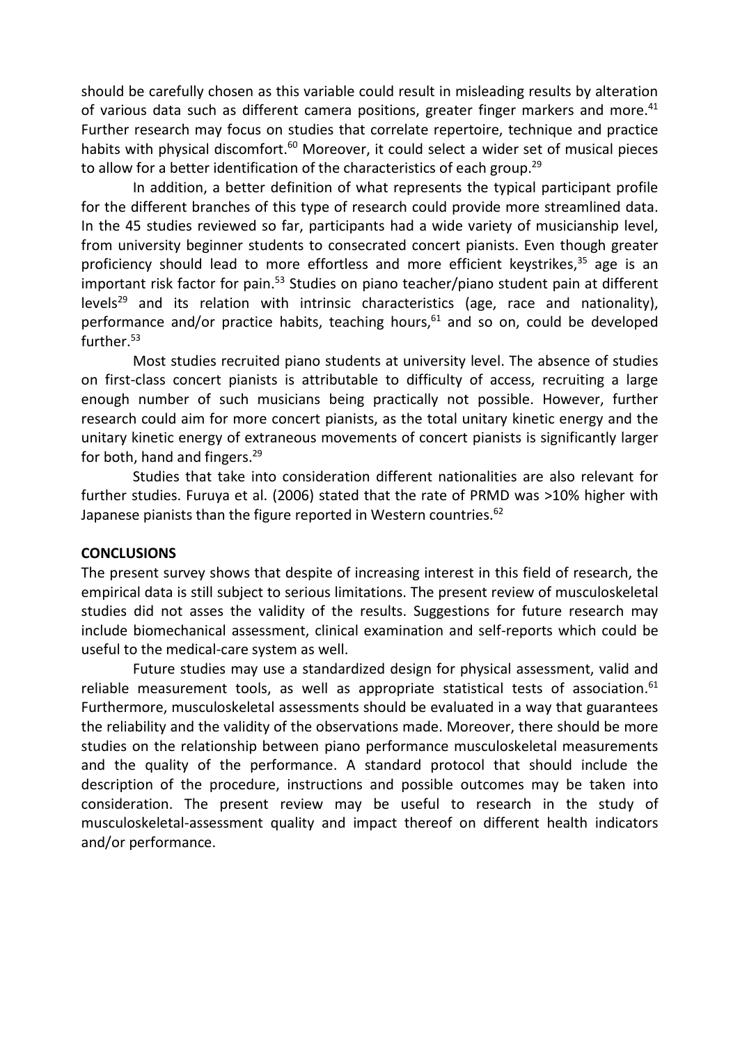should be carefully chosen as this variable could result in misleading results by alteration of various data such as different camera positions, greater finger markers and more.[41] Further research may focus on studies that correlate repertoire, technique and practice habits with physical discomfort.[60] Moreover, it could select a wider set of musical pieces to allow for a better identification of the characteristics of each group.[29]

In addition, a better definition of what represents the typical participant profile for the different branches of this type of research could provide more streamlined data. In the 45 studies reviewed so far, participants had a wide variety of musicianship level, from university beginner students to consecrated concert pianists. Even though greater proficiency should lead to more effortless and more efficient keystrikes,[35] age is an important risk factor for pain.[53] Studies on piano teacher/piano student pain at different levels[29] and its relation with intrinsic characteristics (age, race and nationality), performance and/or practice habits, teaching hours,[61] and so on, could be developed further.[53]

Most studies recruited piano students at university level. The absence of studies on first-class concert pianists is attributable to difficulty of access, recruiting a large enough number of such musicians being practically not possible. However, further research could aim for more concert pianists, as the total unitary kinetic energy and the unitary kinetic energy of extraneous movements of concert pianists is significantly larger for both, hand and fingers.[29]

Studies that take into consideration different nationalities are also relevant for further studies. Furuya et al. (2006) stated that the rate of PRMD was >10% higher with Japanese pianists than the figure reported in Western countries.[62]

## CONCLUSIONS

The present survey shows that despite of increasing interest in this field of research, the empirical data is still subject to serious limitations. The present review of musculoskeletal studies did not asses the validity of the results. Suggestions for future research may include biomechanical assessment, clinical examination and self-reports which could be useful to the medical-care system as well.

Future studies may use a standardized design for physical assessment, valid and reliable measurement tools, as well as appropriate statistical tests of association.[61] Furthermore, musculoskeletal assessments should be evaluated in a way that guarantees the reliability and the validity of the observations made. Moreover, there should be more studies on the relationship between piano performance musculoskeletal measurements and the quality of the performance. A standard protocol that should include the description of the procedure, instructions and possible outcomes may be taken into consideration. The present review may be useful to research in the study of musculoskeletal-assessment quality and impact thereof on different health indicators and/or performance.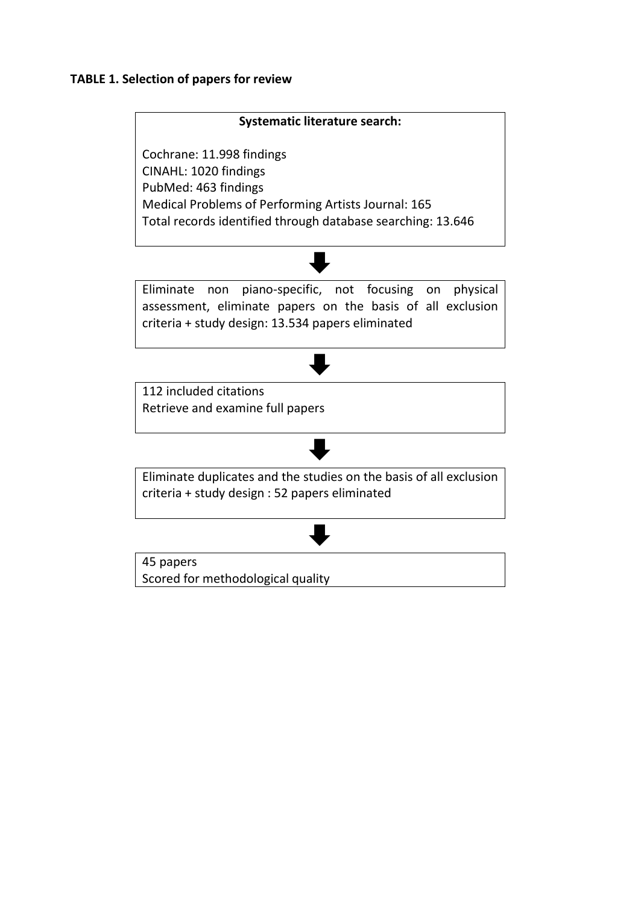**TABLE 1. Selection of papers for review**

**Systematic literature search:**

Cochrane: 11.998 findings
CINAHL: 1020 findings
PubMed: 463 findings
Medical Problems of Performing Artists Journal: 165
Total records identified through database searching: 13.646

⬇

Eliminate non piano-specific, not focusing on physical assessment, eliminate papers on the basis of all exclusion criteria + study design: 13.534 papers eliminated

⬇

112 included citations
Retrieve and examine full papers

⬇

Eliminate duplicates and the studies on the basis of all exclusion criteria + study design : 52 papers eliminated

⬇

45 papers
Scored for methodological quality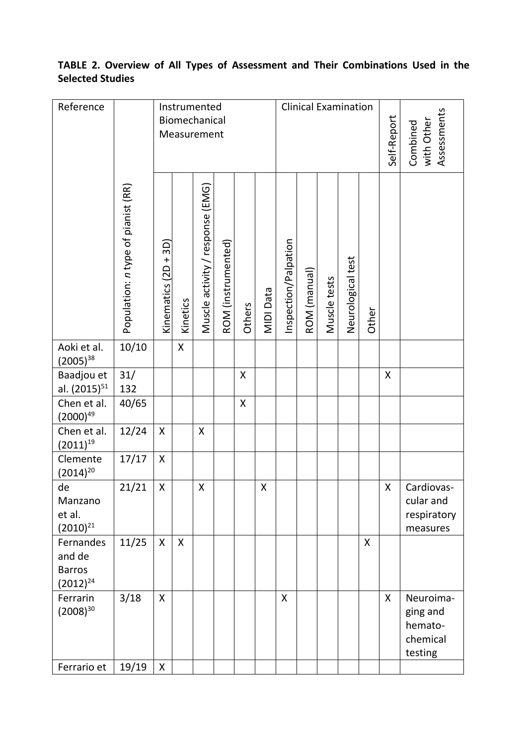**TABLE 2. Overview of All Types of Assessment and Their Combinations Used in the Selected Studies**

| Reference | Population: *n* type of pianist (RR) | Instrumented Biomechanical Measurement | | | | | | Clinical Examination | | | | | Self-Report | Combined with Other Assessments |
|---|---|---|---|---|---|---|---|---|---|---|---|---|---|---|
| | | Kinematics (2D + 3D) | Kinetics | Muscle activity / response (EMG) | ROM (instrumented) | Others | MIDI Data | Inspection/Palpation | ROM (manual) | Muscle tests | Neurological test | Other | | |
| Aoki et al. (2005)[38] | 10/10 | | X | | | | | | | | | | | |
| Baadjou et al. (2015)[51] | 31/ 132 | | | | | X | | | | | | | X | |
| Chen et al. (2000)[49] | 40/65 | | | | | X | | | | | | | | |
| Chen et al. (2011)[19] | 12/24 | X | | X | | | | | | | | | | |
| Clemente (2014)[20] | 17/17 | X | | | | | | | | | | | | |
| de Manzano et al. (2010)[21] | 21/21 | X | | X | | | X | | | | | | X | Cardiovascular and respiratory measures |
| Fernandes and de Barros (2012)[24] | 11/25 | X | X | | | | | | | | | X | | |
| Ferrarin (2008)[30] | 3/18 | X | | | | | | X | | | | | X | Neuroimaging and hemato-chemical testing |
| Ferrario et | 19/19 | X | | | | | | | | | | | | |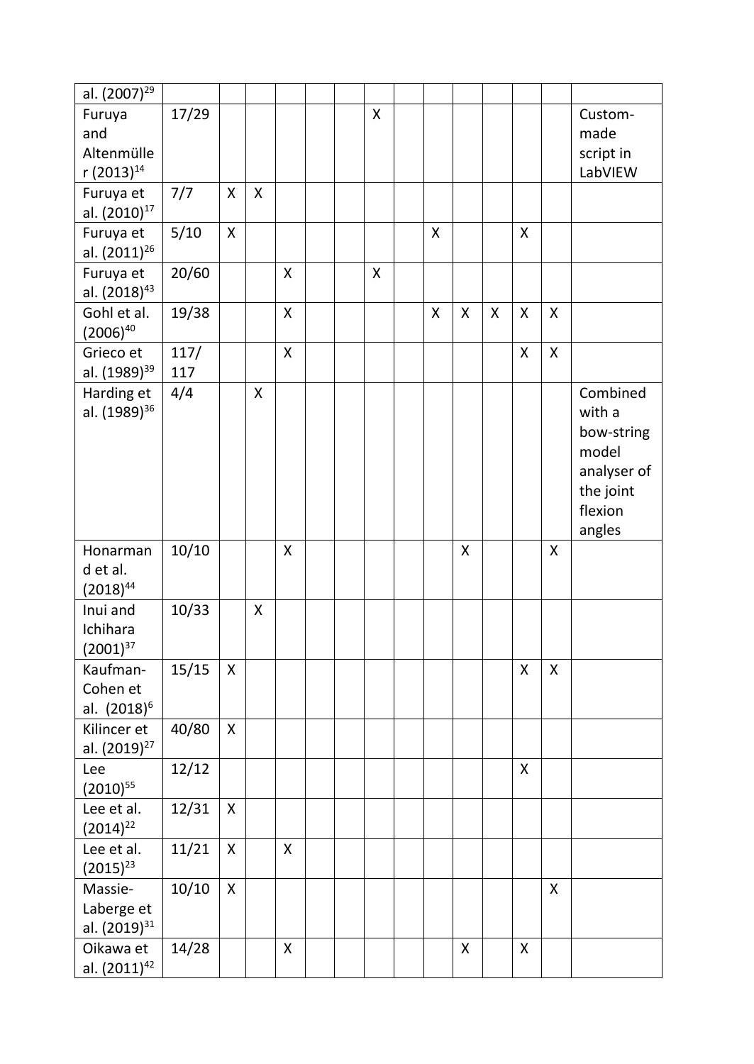| | | | | | | | | | | | | | | |
|---|---|---|---|---|---|---|---|---|---|---|---|---|---|---|
| al. (2007)[29] | | | | | | | | | | | | | | |
| Furuya and Altenmüller (2013)[14] | 17/29 | | | | | | X | | | | | | | Custom-made script in LabVIEW |
| Furuya et al. (2010)[17] | 7/7 | X | X | | | | | | | | | | | |
| Furuya et al. (2011)[26] | 5/10 | X | | | | | | | X | | | X | | |
| Furuya et al. (2018)[43] | 20/60 | | | X | | | X | | | | | | | |
| Gohl et al. (2006)[40] | 19/38 | | | X | | | | | X | X | X | X | X | |
| Grieco et al. (1989)[39] | 117/117 | | | X | | | | | | | | X | X | |
| Harding et al. (1989)[36] | 4/4 | | X | | | | | | | | | | | Combined with a bow-string model analyser of the joint flexion angles |
| Honarmand et al. (2018)[44] | 10/10 | | | X | | | | | | X | | | X | |
| Inui and Ichihara (2001)[37] | 10/33 | | X | | | | | | | | | | | |
| Kaufman-Cohen et al. (2018)[6] | 15/15 | X | | | | | | | | | | X | X | |
| Kilincer et al. (2019)[27] | 40/80 | X | | | | | | | | | | | | |
| Lee (2010)[55] | 12/12 | | | | | | | | | | | X | | |
| Lee et al. (2014)[22] | 12/31 | X | | | | | | | | | | | | |
| Lee et al. (2015)[23] | 11/21 | X | | X | | | | | | | | | | |
| Massie-Laberge et al. (2019)[31] | 10/10 | X | | | | | | | | | | | X | |
| Oikawa et al. (2011)[42] | 14/28 | | | X | | | | | | X | | X | | |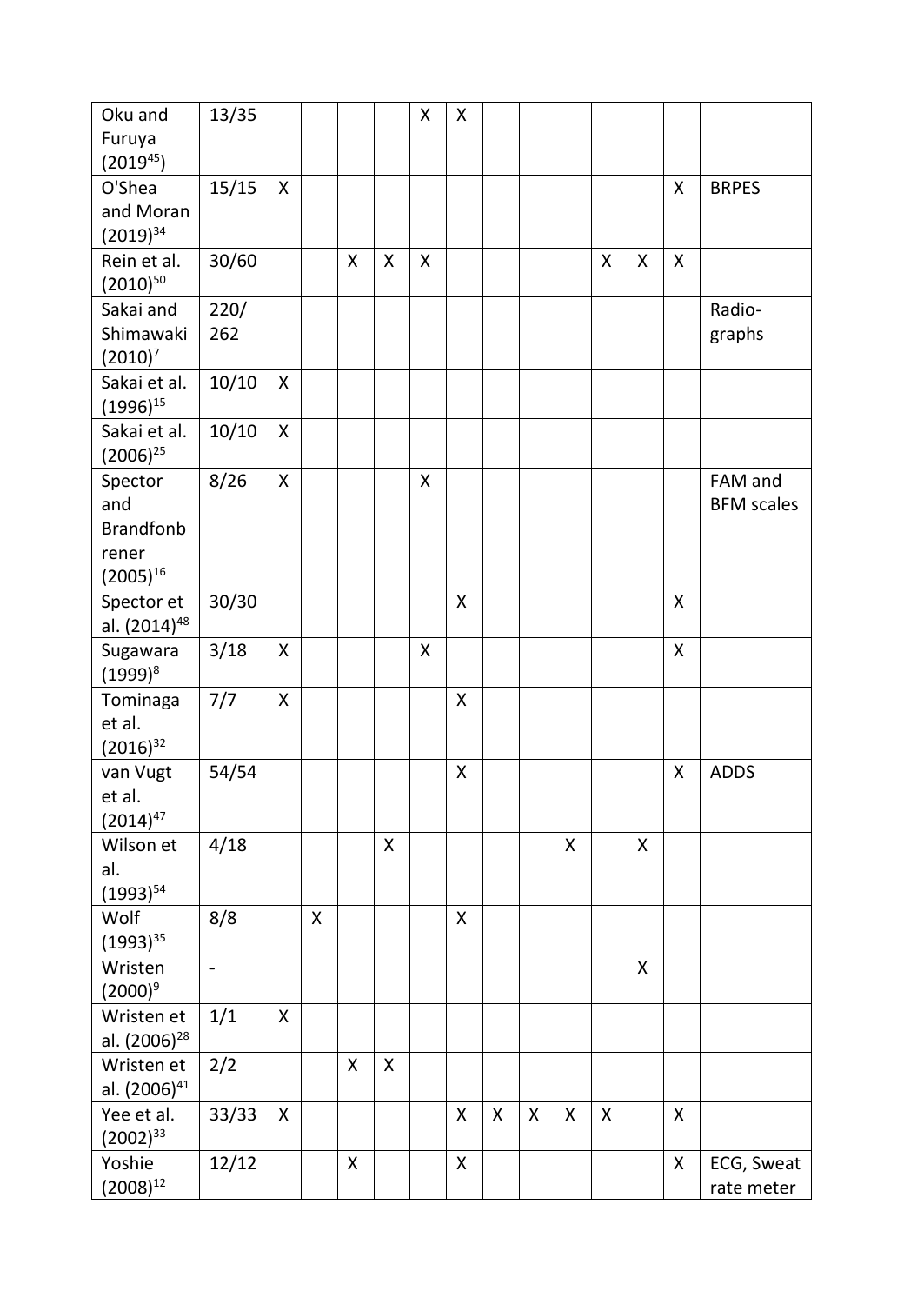| | | | | | | | | | | | | | | |
|---|---|---|---|---|---|---|---|---|---|---|---|---|---|---|
| Oku and Furuya (2019[45]) | 13/35 | | | | | X | X | | | | | | | |
| O'Shea and Moran (2019)[34] | 15/15 | X | | | | | | | | | | | X | BRPES |
| Rein et al. (2010)[50] | 30/60 | | | X | X | X | | | | | X | X | X | |
| Sakai and Shimawaki (2010)[7] | 220/ 262 | | | | | | | | | | | | | Radio-graphs |
| Sakai et al. (1996)[15] | 10/10 | X | | | | | | | | | | | | |
| Sakai et al. (2006)[25] | 10/10 | X | | | | | | | | | | | | |
| Spector and Brandfonbrener (2005)[16] | 8/26 | X | | | | X | | | | | | | | FAM and BFM scales |
| Spector et al. (2014)[48] | 30/30 | | | | | | X | | | | | | X | |
| Sugawara (1999)[8] | 3/18 | X | | | | X | | | | | | | X | |
| Tominaga et al. (2016)[32] | 7/7 | X | | | | | X | | | | | | | |
| van Vugt et al. (2014)[47] | 54/54 | | | | | | X | | | | | | X | ADDS |
| Wilson et al. (1993)[54] | 4/18 | | | | X | | | | | X | | X | | |
| Wolf (1993)[35] | 8/8 | | X | | | | X | | | | | | | |
| Wristen (2000)[9] | - | | | | | | | | | | | X | | |
| Wristen et al. (2006)[28] | 1/1 | X | | | | | | | | | | | | |
| Wristen et al. (2006)[41] | 2/2 | | | X | X | | | | | | | | | |
| Yee et al. (2002)[33] | 33/33 | X | | | | | X | X | X | X | X | | X | |
| Yoshie (2008)[12] | 12/12 | | | X | | | X | | | | | | X | ECG, Sweat rate meter |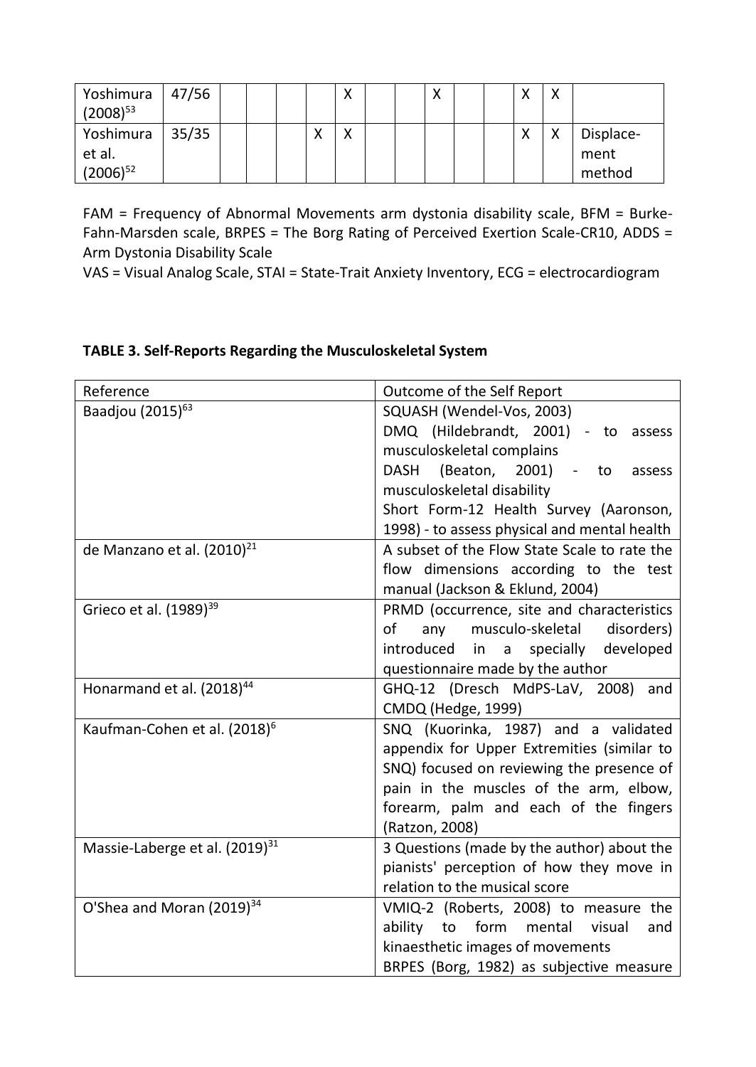| | | | | | | | | | | | | | | |
|---|---|---|---|---|---|---|---|---|---|---|---|---|---|---|
| Yoshimura (2008)[53] | 47/56 | | | | | X | | | X | | | X | X | |
| Yoshimura et al. (2006)[52] | 35/35 | | | | X | X | | | | | | X | X | Displace-ment method |

FAM = Frequency of Abnormal Movements arm dystonia disability scale, BFM = Burke-Fahn-Marsden scale, BRPES = The Borg Rating of Perceived Exertion Scale-CR10, ADDS = Arm Dystonia Disability Scale
VAS = Visual Analog Scale, STAI = State-Trait Anxiety Inventory, ECG = electrocardiogram

**TABLE 3. Self-Reports Regarding the Musculoskeletal System**

| Reference | Outcome of the Self Report |
|---|---|
| Baadjou (2015)[63] | SQUASH (Wendel-Vos, 2003)<br>DMQ (Hildebrandt, 2001) - to assess musculoskeletal complains<br>DASH (Beaton, 2001) - to assess musculoskeletal disability<br>Short Form-12 Health Survey (Aaronson, 1998) - to assess physical and mental health |
| de Manzano et al. (2010)[21] | A subset of the Flow State Scale to rate the flow dimensions according to the test manual (Jackson & Eklund, 2004) |
| Grieco et al. (1989)[39] | PRMD (occurrence, site and characteristics of any musculo-skeletal disorders) introduced in a specially developed questionnaire made by the author |
| Honarmand et al. (2018)[44] | GHQ-12 (Dresch MdPS-LaV, 2008) and CMDQ (Hedge, 1999) |
| Kaufman-Cohen et al. (2018)[6] | SNQ (Kuorinka, 1987) and a validated appendix for Upper Extremities (similar to SNQ) focused on reviewing the presence of pain in the muscles of the arm, elbow, forearm, palm and each of the fingers (Ratzon, 2008) |
| Massie-Laberge et al. (2019)[31] | 3 Questions (made by the author) about the pianists' perception of how they move in relation to the musical score |
| O'Shea and Moran (2019)[34] | VMIQ-2 (Roberts, 2008) to measure the ability to form mental visual and kinaesthetic images of movements<br>BRPES (Borg, 1982) as subjective measure |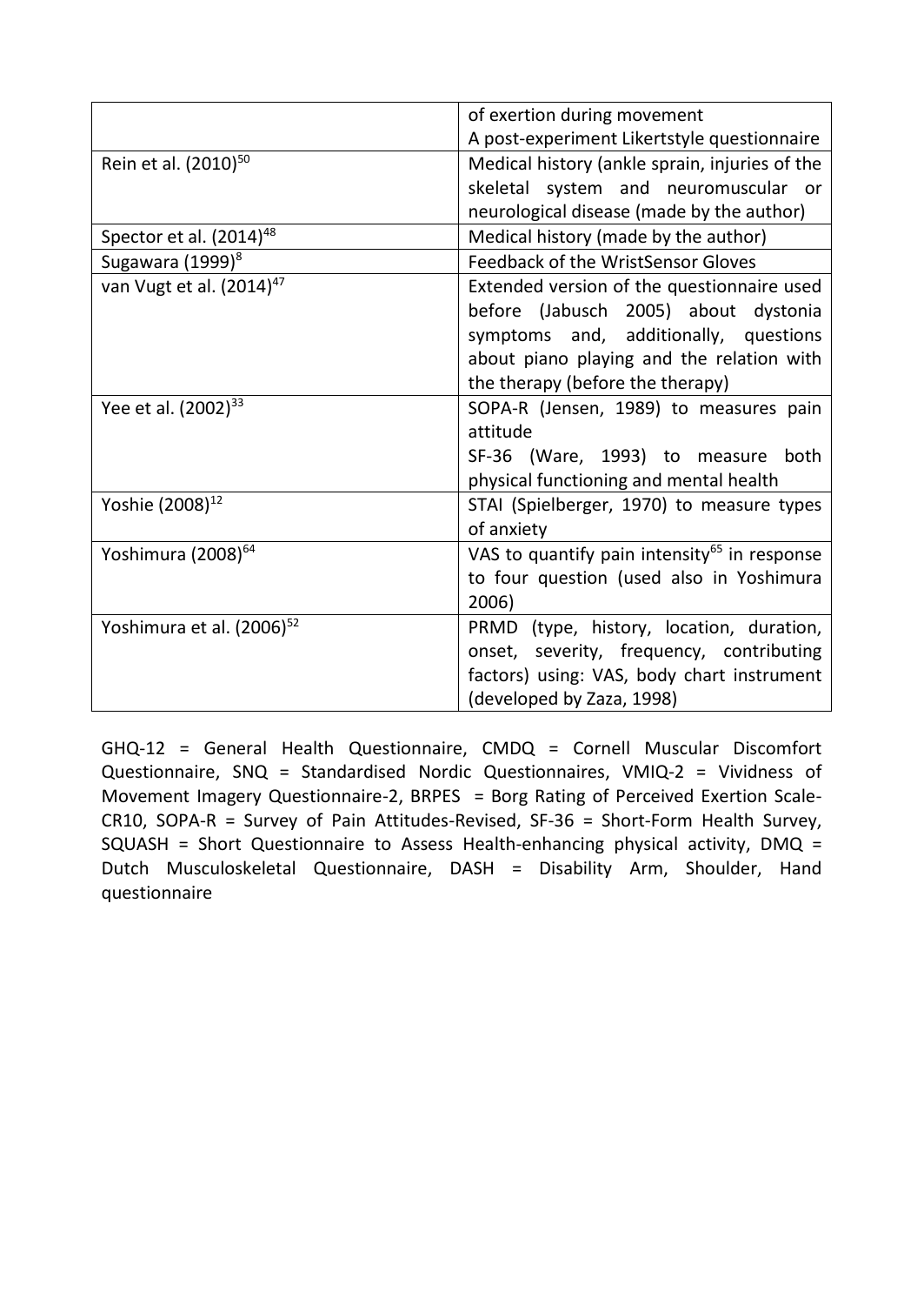| | |
|---|---|
| | of exertion during movement<br>A post-experiment Likertstyle questionnaire |
| Rein et al. (2010)[50] | Medical history (ankle sprain, injuries of the skeletal system and neuromuscular or neurological disease (made by the author) |
| Spector et al. (2014)[48] | Medical history (made by the author) |
| Sugawara (1999)[8] | Feedback of the WristSensor Gloves |
| van Vugt et al. (2014)[47] | Extended version of the questionnaire used before (Jabusch 2005) about dystonia symptoms and, additionally, questions about piano playing and the relation with the therapy (before the therapy) |
| Yee et al. (2002)[33] | SOPA-R (Jensen, 1989) to measures pain attitude<br>SF-36 (Ware, 1993) to measure both physical functioning and mental health |
| Yoshie (2008)[12] | STAI (Spielberger, 1970) to measure types of anxiety |
| Yoshimura (2008)[64] | VAS to quantify pain intensity[65] in response to four question (used also in Yoshimura 2006) |
| Yoshimura et al. (2006)[52] | PRMD (type, history, location, duration, onset, severity, frequency, contributing factors) using: VAS, body chart instrument (developed by Zaza, 1998) |

GHQ-12 = General Health Questionnaire, CMDQ = Cornell Muscular Discomfort Questionnaire, SNQ = Standardised Nordic Questionnaires, VMIQ-2 = Vividness of Movement Imagery Questionnaire-2, BRPES = Borg Rating of Perceived Exertion Scale-CR10, SOPA-R = Survey of Pain Attitudes-Revised, SF-36 = Short-Form Health Survey, SQUASH = Short Questionnaire to Assess Health-enhancing physical activity, DMQ = Dutch Musculoskeletal Questionnaire, DASH = Disability Arm, Shoulder, Hand questionnaire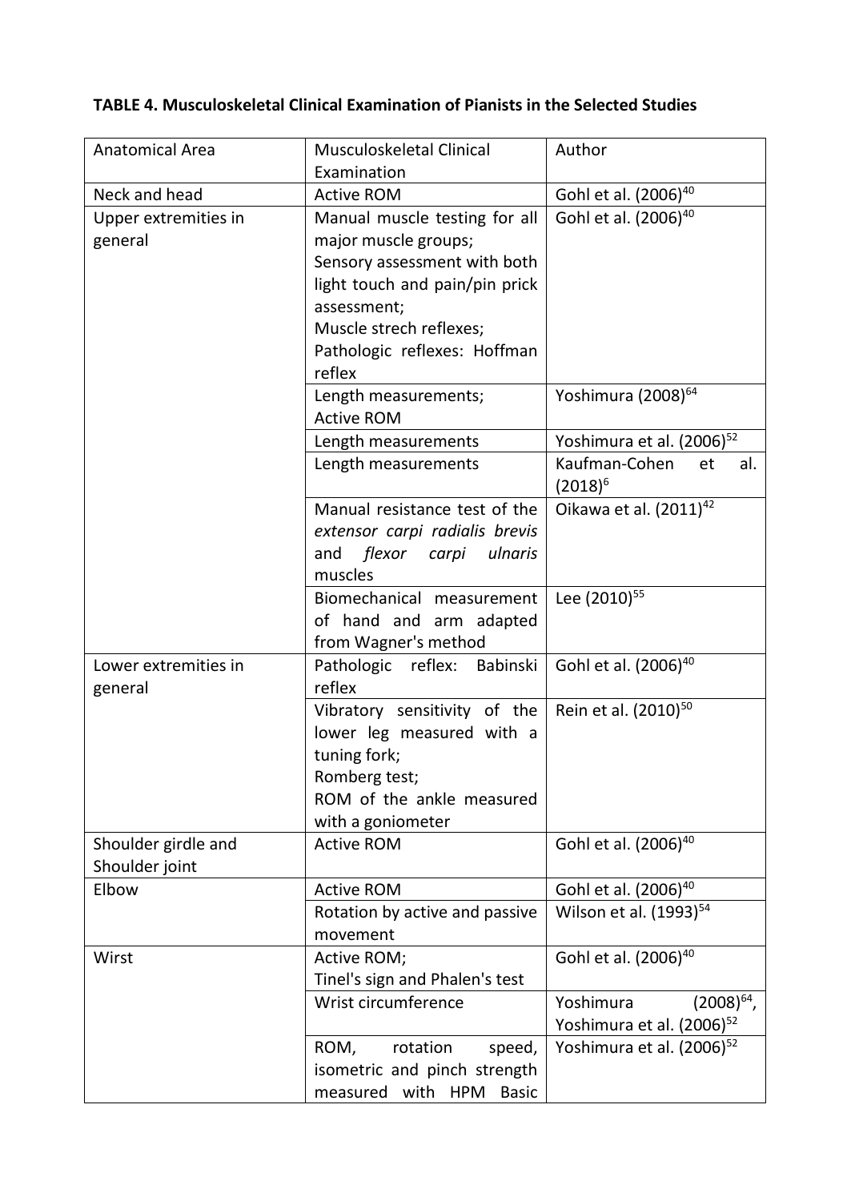**TABLE 4. Musculoskeletal Clinical Examination of Pianists in the Selected Studies**

| Anatomical Area | Musculoskeletal Clinical Examination | Author |
|---|---|---|
| Neck and head | Active ROM | Gohl et al. (2006)[40] |
| Upper extremities in general | Manual muscle testing for all major muscle groups; Sensory assessment with both light touch and pain/pin prick assessment; Muscle strech reflexes; Pathologic reflexes: Hoffman reflex | Gohl et al. (2006)[40] |
| | Length measurements; Active ROM | Yoshimura (2008)[64] |
| | Length measurements | Yoshimura et al. (2006)[52] |
| | Length measurements | Kaufman-Cohen et al. (2018)[6] |
| | Manual resistance test of the *extensor carpi radialis brevis* and *flexor carpi ulnaris* muscles | Oikawa et al. (2011)[42] |
| | Biomechanical measurement of hand and arm adapted from Wagner's method | Lee (2010)[55] |
| Lower extremities in general | Pathologic reflex: Babinski reflex | Gohl et al. (2006)[40] |
| | Vibratory sensitivity of the lower leg measured with a tuning fork; Romberg test; ROM of the ankle measured with a goniometer | Rein et al. (2010)[50] |
| Shoulder girdle and Shoulder joint | Active ROM | Gohl et al. (2006)[40] |
| Elbow | Active ROM | Gohl et al. (2006)[40] |
| | Rotation by active and passive movement | Wilson et al. (1993)[54] |
| Wirst | Active ROM; Tinel's sign and Phalen's test | Gohl et al. (2006)[40] |
| | Wrist circumference | Yoshimura (2008)[64], Yoshimura et al. (2006)[52] |
| | ROM, rotation speed, isometric and pinch strength measured with HPM Basic | Yoshimura et al. (2006)[52] |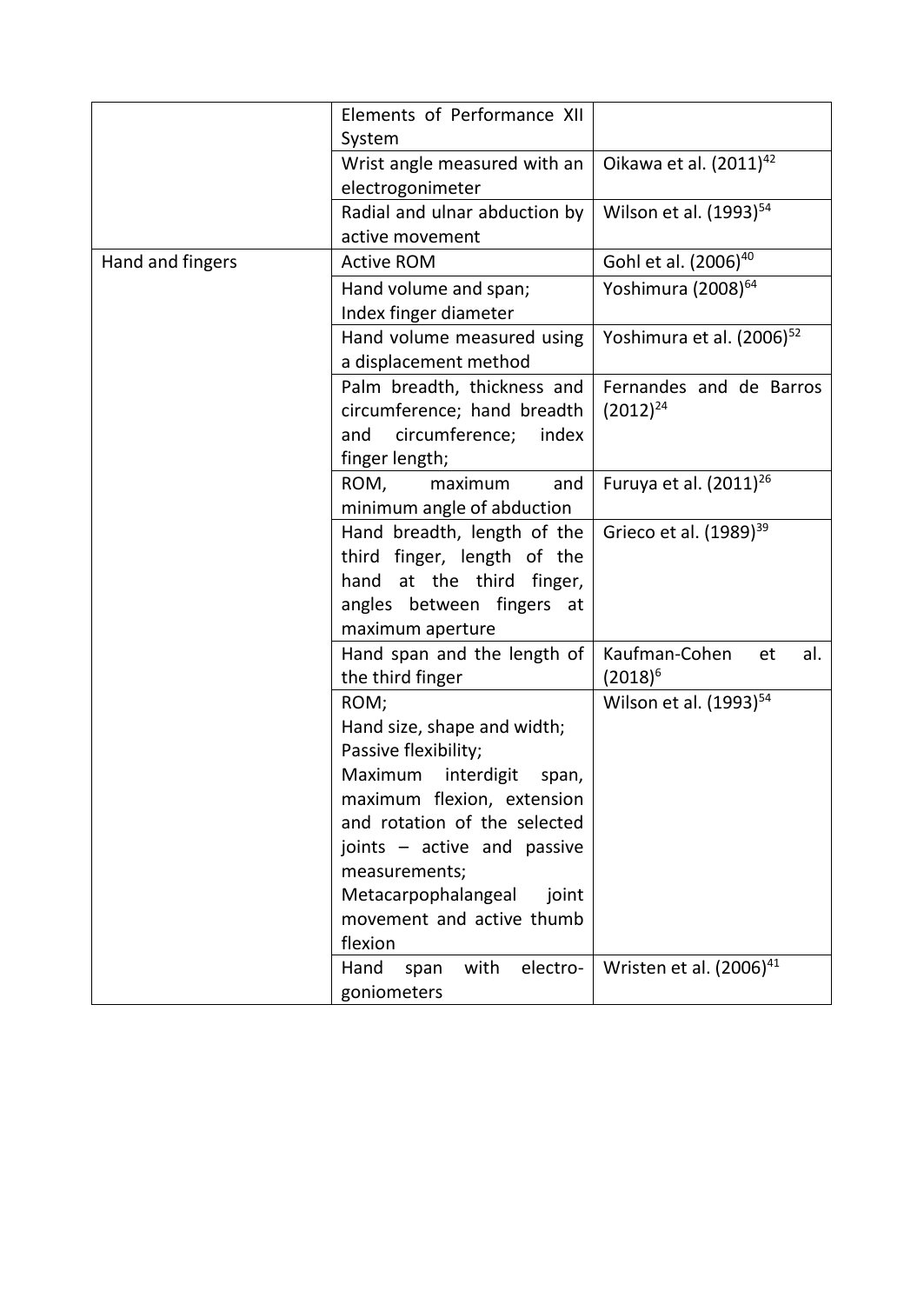| | | |
|---|---|---|
| | Elements of Performance XII System | |
| | Wrist angle measured with an electrogonimeter | Oikawa et al. (2011)[42] |
| | Radial and ulnar abduction by active movement | Wilson et al. (1993)[54] |
| Hand and fingers | Active ROM | Gohl et al. (2006)[40] |
| | Hand volume and span; Index finger diameter | Yoshimura (2008)[64] |
| | Hand volume measured using a displacement method | Yoshimura et al. (2006)[52] |
| | Palm breadth, thickness and circumference; hand breadth and circumference; index finger length; | Fernandes and de Barros (2012)[24] |
| | ROM, maximum and minimum angle of abduction | Furuya et al. (2011)[26] |
| | Hand breadth, length of the third finger, length of the hand at the third finger, angles between fingers at maximum aperture | Grieco et al. (1989)[39] |
| | Hand span and the length of the third finger | Kaufman-Cohen et al. (2018)[6] |
| | ROM;<br>Hand size, shape and width;<br>Passive flexibility;<br>Maximum interdigit span, maximum flexion, extension and rotation of the selected joints – active and passive measurements;<br>Metacarpophalangeal joint movement and active thumb flexion | Wilson et al. (1993)[54] |
| | Hand span with electro-goniometers | Wristen et al. (2006)[41] |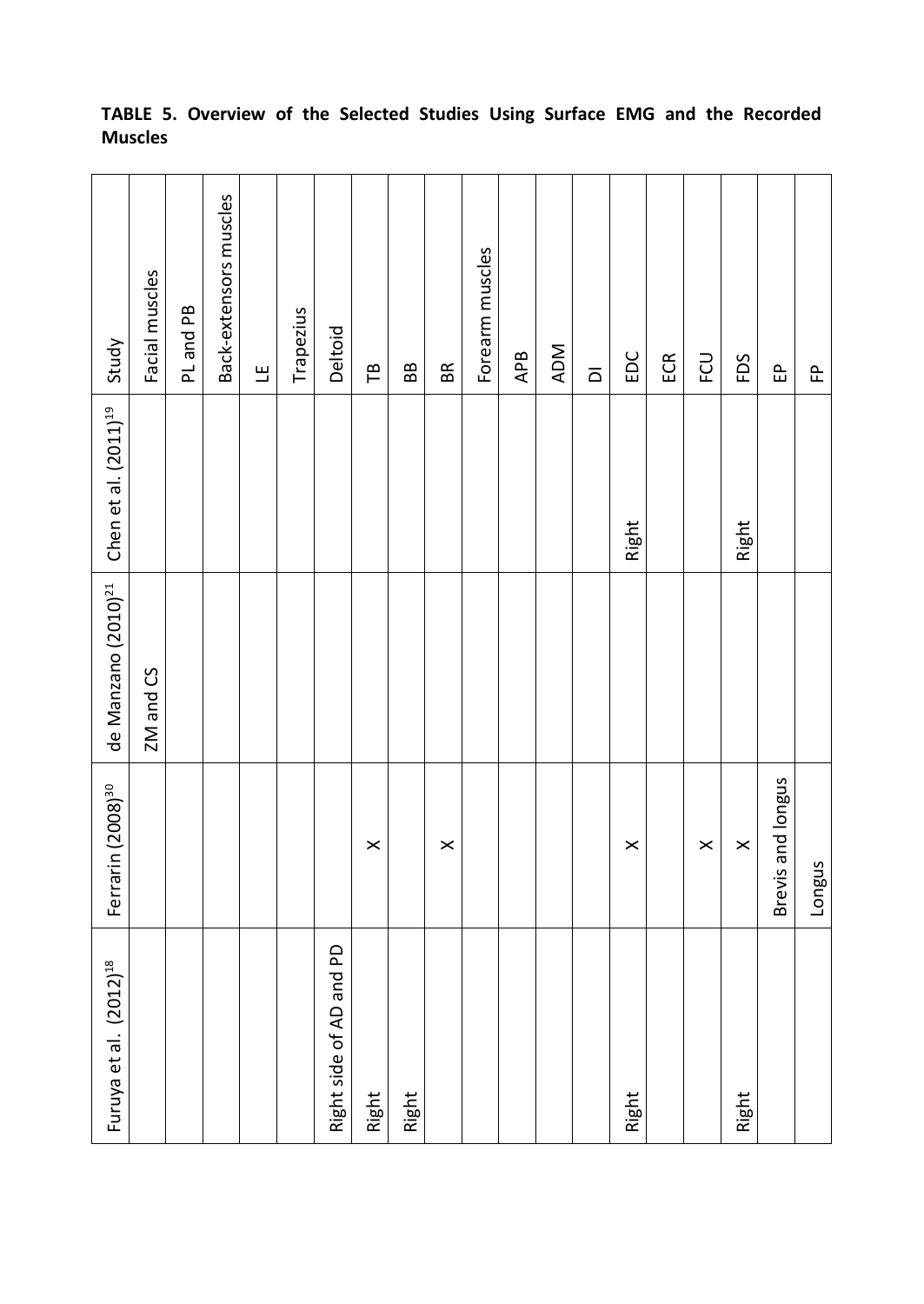**TABLE 5. Overview of the Selected Studies Using Surface EMG and the Recorded Muscles**

| Study | Facial muscles | PL and PB | Back-extensors muscles | LE | Trapezius | Deltoid | TB | BB | BR | Forearm muscles | APB | ADM | DI | EDC | ECR | FCU | FDS | EP | FP |
|---|---|---|---|---|---|---|---|---|---|---|---|---|---|---|---|---|---|---|---|
| Chen et al. (2011)[19] | | | | | | | | | | | | | | Right | | | Right | | |
| de Manzano (2010)[21] | ZM and CS | | | | | | | | | | | | | | | | | | |
| Ferrarin (2008)[30] | | | | | | | X | | X | | | | | X | | X | X | Brevis and longus | Longus |
| Furuya et al. (2012)[18] | | | | | | Right side of AD and PD | Right | Right | | | | | | Right | | | Right | | |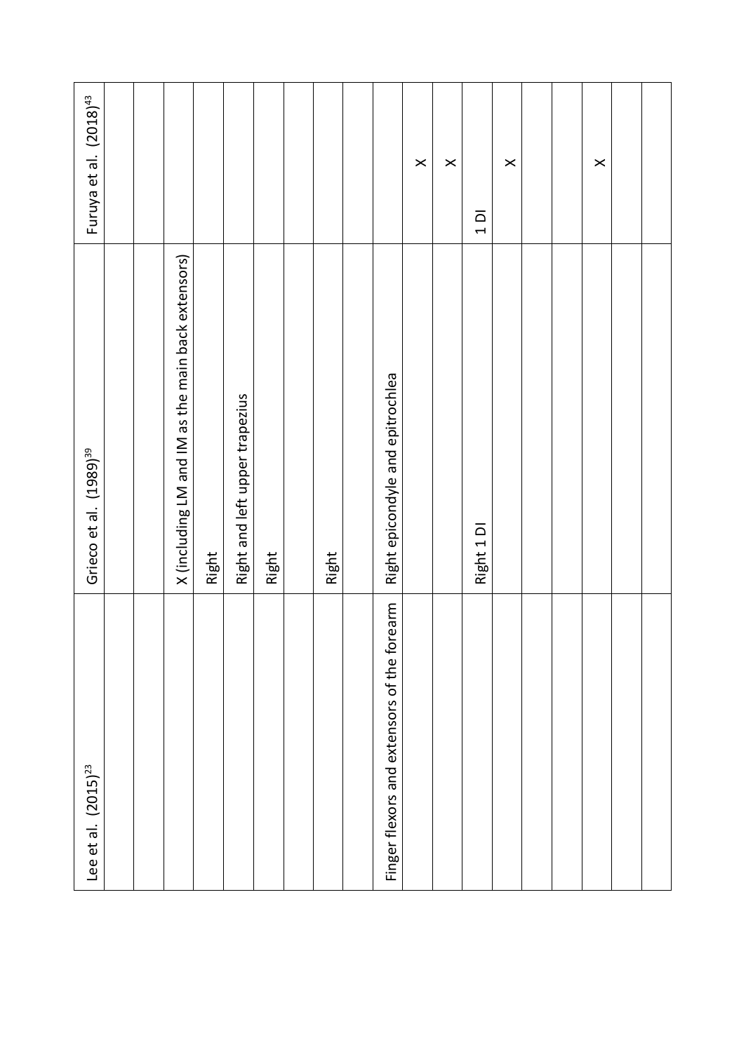| Lee et al. (2015)[23] | Grieco et al. (1989)[39] | Furuya et al. (2018)[43] |
|---|---|---|
| | | |
| | | |
| | X (including LM and IM as the main back extensors) | |
| | Right | |
| | Right and left upper trapezius | |
| | Right | |
| | | |
| | Right | |
| | | |
| Finger flexors and extensors of the forearm | Right epicondyle and epitrochlea | |
| | | X |
| | | X |
| | Right 1 DI | 1 DI |
| | | X |
| | | |
| | | |
| | | X |
| | | |
| | | |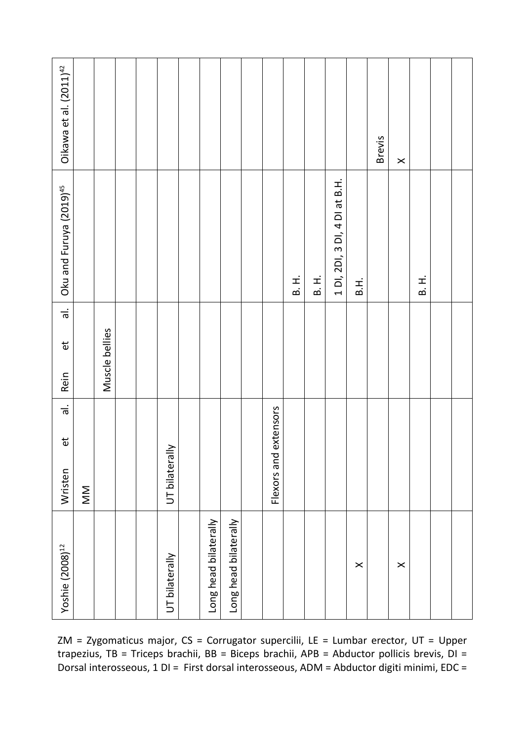| Yoshie (2008)[12] | Wristen et al. | Rein et al. | Oku and Furuya (2019)[45] | Oikawa et al. (2011)[42] |
|---|---|---|---|---|
| | MM | | | |
| | | Muscle bellies | | |
| | | | | |
| | | | | |
| UT bilaterally | UT bilaterally | | | |
| | | | | |
| Long head bilaterally | | | | |
| Long head bilaterally | | | | |
| | | | | |
| | Flexors and extensors | | | |
| | | | B. H. | |
| | | | B. H. | |
| | | | 1 DI, 2DI, 3 DI, 4 DI at B.H. | |
| X | | | B.H. | |
| | | | | Brevis |
| X | | | | X |
| | | | B. H. | |
| | | | | |
| | | | | |

ZM = Zygomaticus major, CS = Corrugator supercilii, LE = Lumbar erector, UT = Upper trapezius, TB = Triceps brachii, BB = Biceps brachii, APB = Abductor pollicis brevis, DI = Dorsal interosseous, 1 DI = First dorsal interosseous, ADM = Abductor digiti minimi, EDC =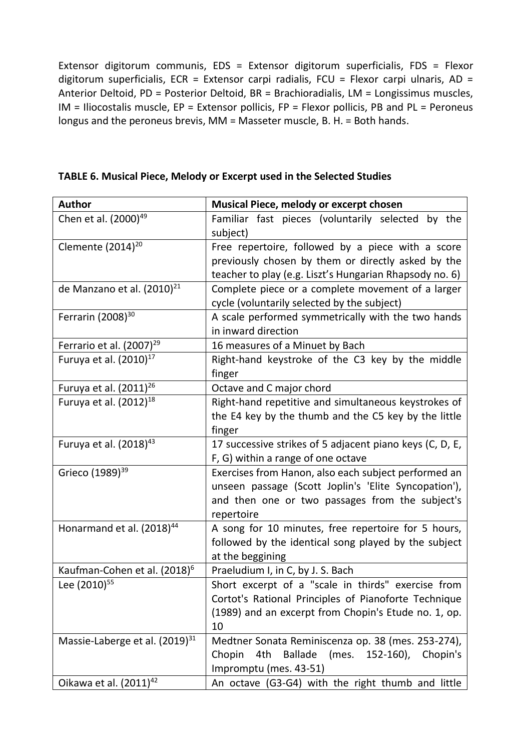Extensor digitorum communis, EDS = Extensor digitorum superficialis, FDS = Flexor digitorum superficialis, ECR = Extensor carpi radialis, FCU = Flexor carpi ulnaris, AD = Anterior Deltoid, PD = Posterior Deltoid, BR = Brachioradialis, LM = Longissimus muscles, IM = Iliocostalis muscle, EP = Extensor pollicis, FP = Flexor pollicis, PB and PL = Peroneus longus and the peroneus brevis, MM = Masseter muscle, B. H. = Both hands.

**TABLE 6. Musical Piece, Melody or Excerpt used in the Selected Studies**

| Author | Musical Piece, melody or excerpt chosen |
|---|---|
| Chen et al. (2000)[49] | Familiar fast pieces (voluntarily selected by the subject) |
| Clemente (2014)[20] | Free repertoire, followed by a piece with a score previously chosen by them or directly asked by the teacher to play (e.g. Liszt's Hungarian Rhapsody no. 6) |
| de Manzano et al. (2010)[21] | Complete piece or a complete movement of a larger cycle (voluntarily selected by the subject) |
| Ferrarin (2008)[30] | A scale performed symmetrically with the two hands in inward direction |
| Ferrario et al. (2007)[29] | 16 measures of a Minuet by Bach |
| Furuya et al. (2010)[17] | Right-hand keystroke of the C3 key by the middle finger |
| Furuya et al. (2011)[26] | Octave and C major chord |
| Furuya et al. (2012)[18] | Right-hand repetitive and simultaneous keystrokes of the E4 key by the thumb and the C5 key by the little finger |
| Furuya et al. (2018)[43] | 17 successive strikes of 5 adjacent piano keys (C, D, E, F, G) within a range of one octave |
| Grieco (1989)[39] | Exercises from Hanon, also each subject performed an unseen passage (Scott Joplin's 'Elite Syncopation'), and then one or two passages from the subject's repertoire |
| Honarmand et al. (2018)[44] | A song for 10 minutes, free repertoire for 5 hours, followed by the identical song played by the subject at the beggining |
| Kaufman-Cohen et al. (2018)[6] | Praeludium I, in C, by J. S. Bach |
| Lee (2010)[55] | Short excerpt of a "scale in thirds" exercise from Cortot's Rational Principles of Pianoforte Technique (1989) and an excerpt from Chopin's Etude no. 1, op. 10 |
| Massie-Laberge et al. (2019)[31] | Medtner Sonata Reminiscenza op. 38 (mes. 253-274), Chopin 4th Ballade (mes. 152-160), Chopin's Impromptu (mes. 43-51) |
| Oikawa et al. (2011)[42] | An octave (G3-G4) with the right thumb and little |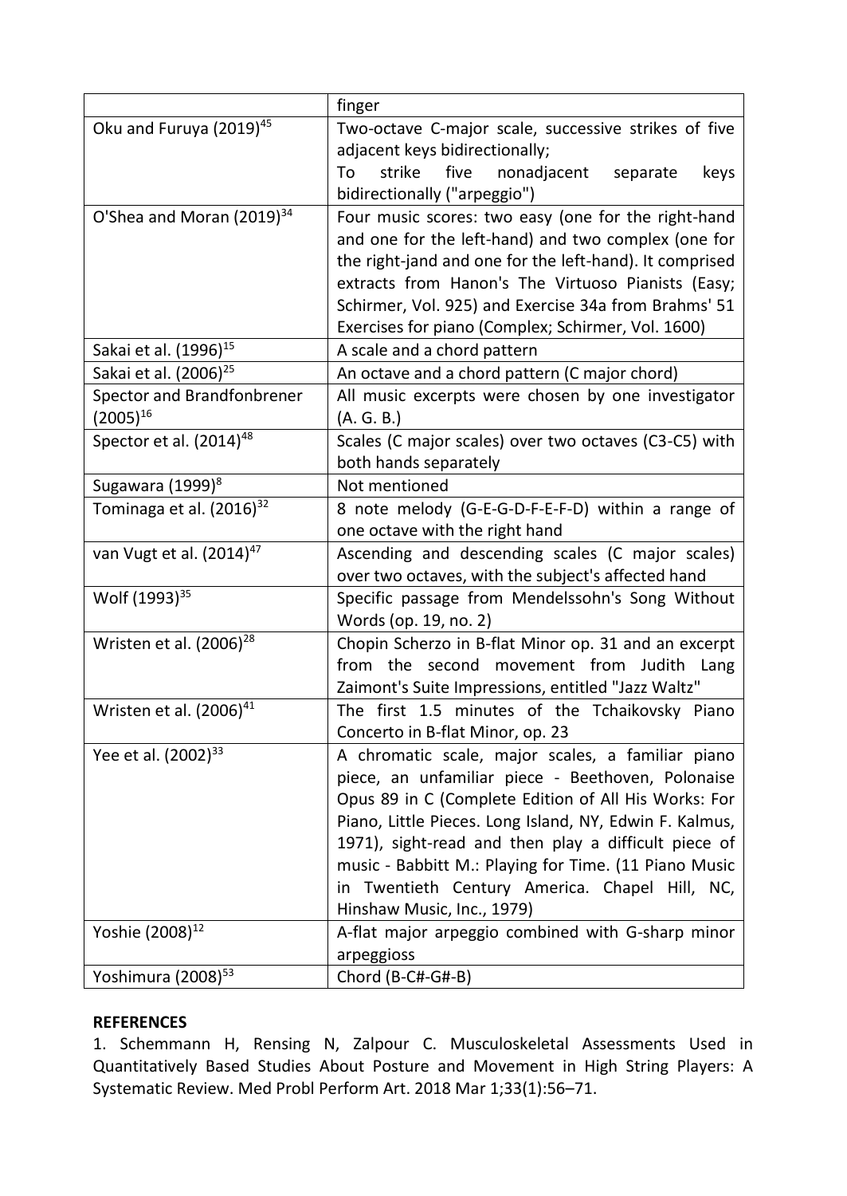| | finger |
|---|---|
| Oku and Furuya (2019)[45] | Two-octave C-major scale, successive strikes of five adjacent keys bidirectionally; To strike five nonadjacent separate keys bidirectionally ("arpeggio") |
| O'Shea and Moran (2019)[34] | Four music scores: two easy (one for the right-hand and one for the left-hand) and two complex (one for the right-jand and one for the left-hand). It comprised extracts from Hanon's The Virtuoso Pianists (Easy; Schirmer, Vol. 925) and Exercise 34a from Brahms' 51 Exercises for piano (Complex; Schirmer, Vol. 1600) |
| Sakai et al. (1996)[15] | A scale and a chord pattern |
| Sakai et al. (2006)[25] | An octave and a chord pattern (C major chord) |
| Spector and Brandfonbrener (2005)[16] | All music excerpts were chosen by one investigator (A. G. B.) |
| Spector et al. (2014)[48] | Scales (C major scales) over two octaves (C3-C5) with both hands separately |
| Sugawara (1999)[8] | Not mentioned |
| Tominaga et al. (2016)[32] | 8 note melody (G-E-G-D-F-E-F-D) within a range of one octave with the right hand |
| van Vugt et al. (2014)[47] | Ascending and descending scales (C major scales) over two octaves, with the subject's affected hand |
| Wolf (1993)[35] | Specific passage from Mendelssohn's Song Without Words (op. 19, no. 2) |
| Wristen et al. (2006)[28] | Chopin Scherzo in B-flat Minor op. 31 and an excerpt from the second movement from Judith Lang Zaimont's Suite Impressions, entitled "Jazz Waltz" |
| Wristen et al. (2006)[41] | The first 1.5 minutes of the Tchaikovsky Piano Concerto in B-flat Minor, op. 23 |
| Yee et al. (2002)[33] | A chromatic scale, major scales, a familiar piano piece, an unfamiliar piece - Beethoven, Polonaise Opus 89 in C (Complete Edition of All His Works: For Piano, Little Pieces. Long Island, NY, Edwin F. Kalmus, 1971), sight-read and then play a difficult piece of music - Babbitt M.: Playing for Time. (11 Piano Music in Twentieth Century America. Chapel Hill, NC, Hinshaw Music, Inc., 1979) |
| Yoshie (2008)[12] | A-flat major arpeggio combined with G-sharp minor arpeggioss |
| Yoshimura (2008)[53] | Chord (B-C#-G#-B) |

**REFERENCES**

1. Schemmann H, Rensing N, Zalpour C. Musculoskeletal Assessments Used in Quantitatively Based Studies About Posture and Movement in High String Players: A Systematic Review. Med Probl Perform Art. 2018 Mar 1;33(1):56–71.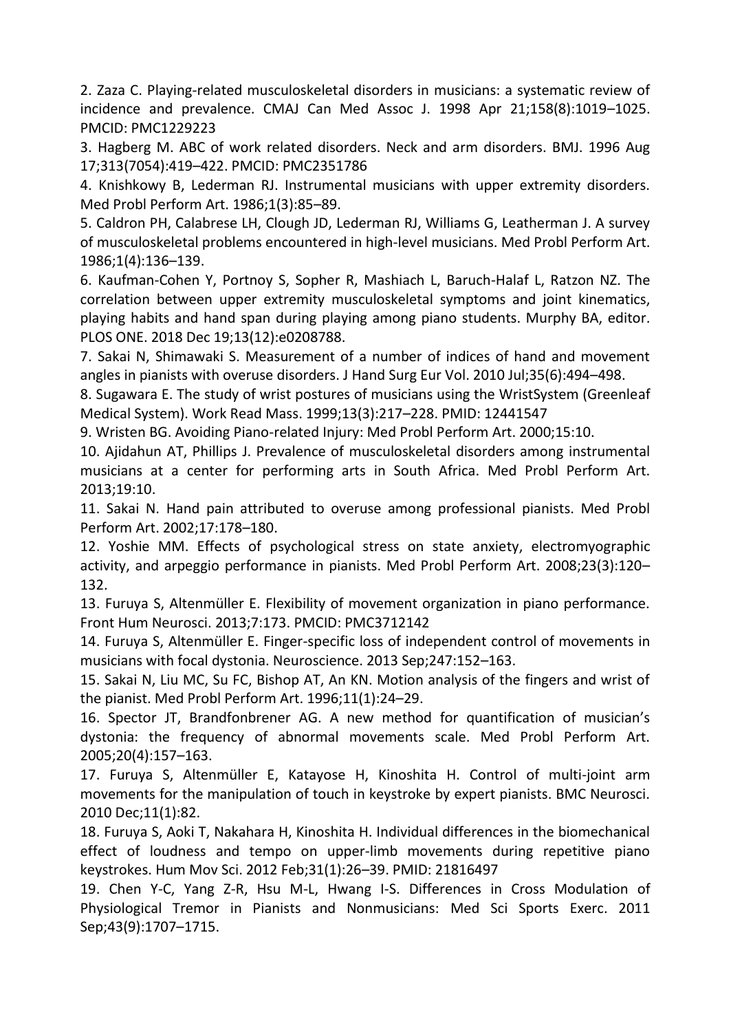2. Zaza C. Playing-related musculoskeletal disorders in musicians: a systematic review of incidence and prevalence. CMAJ Can Med Assoc J. 1998 Apr 21;158(8):1019–1025. PMCID: PMC1229223

3. Hagberg M. ABC of work related disorders. Neck and arm disorders. BMJ. 1996 Aug 17;313(7054):419–422. PMCID: PMC2351786

4. Knishkowy B, Lederman RJ. Instrumental musicians with upper extremity disorders. Med Probl Perform Art. 1986;1(3):85–89.

5. Caldron PH, Calabrese LH, Clough JD, Lederman RJ, Williams G, Leatherman J. A survey of musculoskeletal problems encountered in high-level musicians. Med Probl Perform Art. 1986;1(4):136–139.

6. Kaufman-Cohen Y, Portnoy S, Sopher R, Mashiach L, Baruch-Halaf L, Ratzon NZ. The correlation between upper extremity musculoskeletal symptoms and joint kinematics, playing habits and hand span during playing among piano students. Murphy BA, editor. PLOS ONE. 2018 Dec 19;13(12):e0208788.

7. Sakai N, Shimawaki S. Measurement of a number of indices of hand and movement angles in pianists with overuse disorders. J Hand Surg Eur Vol. 2010 Jul;35(6):494–498.

8. Sugawara E. The study of wrist postures of musicians using the WristSystem (Greenleaf Medical System). Work Read Mass. 1999;13(3):217–228. PMID: 12441547

9. Wristen BG. Avoiding Piano-related Injury: Med Probl Perform Art. 2000;15:10.

10. Ajidahun AT, Phillips J. Prevalence of musculoskeletal disorders among instrumental musicians at a center for performing arts in South Africa. Med Probl Perform Art. 2013;19:10.

11. Sakai N. Hand pain attributed to overuse among professional pianists. Med Probl Perform Art. 2002;17:178–180.

12. Yoshie MM. Effects of psychological stress on state anxiety, electromyographic activity, and arpeggio performance in pianists. Med Probl Perform Art. 2008;23(3):120–132.

13. Furuya S, Altenmüller E. Flexibility of movement organization in piano performance. Front Hum Neurosci. 2013;7:173. PMCID: PMC3712142

14. Furuya S, Altenmüller E. Finger-specific loss of independent control of movements in musicians with focal dystonia. Neuroscience. 2013 Sep;247:152–163.

15. Sakai N, Liu MC, Su FC, Bishop AT, An KN. Motion analysis of the fingers and wrist of the pianist. Med Probl Perform Art. 1996;11(1):24–29.

16. Spector JT, Brandfonbrener AG. A new method for quantification of musician's dystonia: the frequency of abnormal movements scale. Med Probl Perform Art. 2005;20(4):157–163.

17. Furuya S, Altenmüller E, Katayose H, Kinoshita H. Control of multi-joint arm movements for the manipulation of touch in keystroke by expert pianists. BMC Neurosci. 2010 Dec;11(1):82.

18. Furuya S, Aoki T, Nakahara H, Kinoshita H. Individual differences in the biomechanical effect of loudness and tempo on upper-limb movements during repetitive piano keystrokes. Hum Mov Sci. 2012 Feb;31(1):26–39. PMID: 21816497

19. Chen Y-C, Yang Z-R, Hsu M-L, Hwang I-S. Differences in Cross Modulation of Physiological Tremor in Pianists and Nonmusicians: Med Sci Sports Exerc. 2011 Sep;43(9):1707–1715.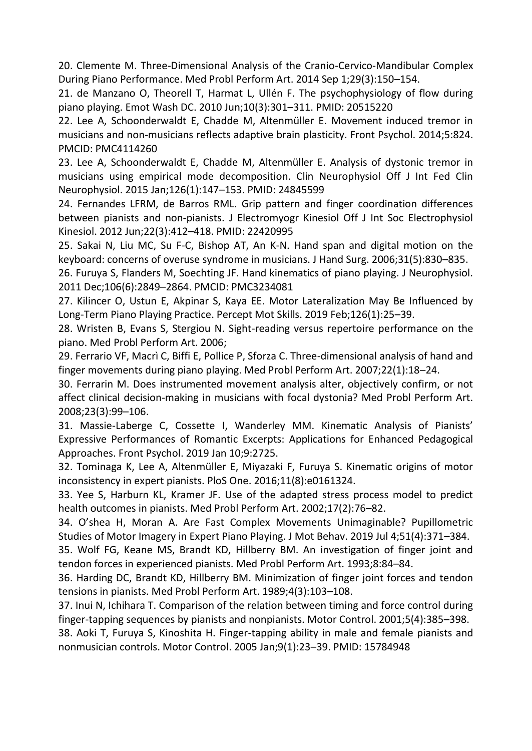20. Clemente M. Three-Dimensional Analysis of the Cranio-Cervico-Mandibular Complex During Piano Performance. Med Probl Perform Art. 2014 Sep 1;29(3):150–154.

21. de Manzano O, Theorell T, Harmat L, Ullén F. The psychophysiology of flow during piano playing. Emot Wash DC. 2010 Jun;10(3):301–311. PMID: 20515220

22. Lee A, Schoonderwaldt E, Chadde M, Altenmüller E. Movement induced tremor in musicians and non-musicians reflects adaptive brain plasticity. Front Psychol. 2014;5:824. PMCID: PMC4114260

23. Lee A, Schoonderwaldt E, Chadde M, Altenmüller E. Analysis of dystonic tremor in musicians using empirical mode decomposition. Clin Neurophysiol Off J Int Fed Clin Neurophysiol. 2015 Jan;126(1):147–153. PMID: 24845599

24. Fernandes LFRM, de Barros RML. Grip pattern and finger coordination differences between pianists and non-pianists. J Electromyogr Kinesiol Off J Int Soc Electrophysiol Kinesiol. 2012 Jun;22(3):412–418. PMID: 22420995

25. Sakai N, Liu MC, Su F-C, Bishop AT, An K-N. Hand span and digital motion on the keyboard: concerns of overuse syndrome in musicians. J Hand Surg. 2006;31(5):830–835.

26. Furuya S, Flanders M, Soechting JF. Hand kinematics of piano playing. J Neurophysiol. 2011 Dec;106(6):2849–2864. PMCID: PMC3234081

27. Kilincer O, Ustun E, Akpinar S, Kaya EE. Motor Lateralization May Be Influenced by Long-Term Piano Playing Practice. Percept Mot Skills. 2019 Feb;126(1):25–39.

28. Wristen B, Evans S, Stergiou N. Sight-reading versus repertoire performance on the piano. Med Probl Perform Art. 2006;

29. Ferrario VF, Macrì C, Biffi E, Pollice P, Sforza C. Three-dimensional analysis of hand and finger movements during piano playing. Med Probl Perform Art. 2007;22(1):18–24.

30. Ferrarin M. Does instrumented movement analysis alter, objectively confirm, or not affect clinical decision-making in musicians with focal dystonia? Med Probl Perform Art. 2008;23(3):99–106.

31. Massie-Laberge C, Cossette I, Wanderley MM. Kinematic Analysis of Pianists' Expressive Performances of Romantic Excerpts: Applications for Enhanced Pedagogical Approaches. Front Psychol. 2019 Jan 10;9:2725.

32. Tominaga K, Lee A, Altenmüller E, Miyazaki F, Furuya S. Kinematic origins of motor inconsistency in expert pianists. PloS One. 2016;11(8):e0161324.

33. Yee S, Harburn KL, Kramer JF. Use of the adapted stress process model to predict health outcomes in pianists. Med Probl Perform Art. 2002;17(2):76–82.

34. O'shea H, Moran A. Are Fast Complex Movements Unimaginable? Pupillometric Studies of Motor Imagery in Expert Piano Playing. J Mot Behav. 2019 Jul 4;51(4):371–384.

35. Wolf FG, Keane MS, Brandt KD, Hillberry BM. An investigation of finger joint and tendon forces in experienced pianists. Med Probl Perform Art. 1993;8:84–84.

36. Harding DC, Brandt KD, Hillberry BM. Minimization of finger joint forces and tendon tensions in pianists. Med Probl Perform Art. 1989;4(3):103–108.

37. Inui N, Ichihara T. Comparison of the relation between timing and force control during finger-tapping sequences by pianists and nonpianists. Motor Control. 2001;5(4):385–398.

38. Aoki T, Furuya S, Kinoshita H. Finger-tapping ability in male and female pianists and nonmusician controls. Motor Control. 2005 Jan;9(1):23–39. PMID: 15784948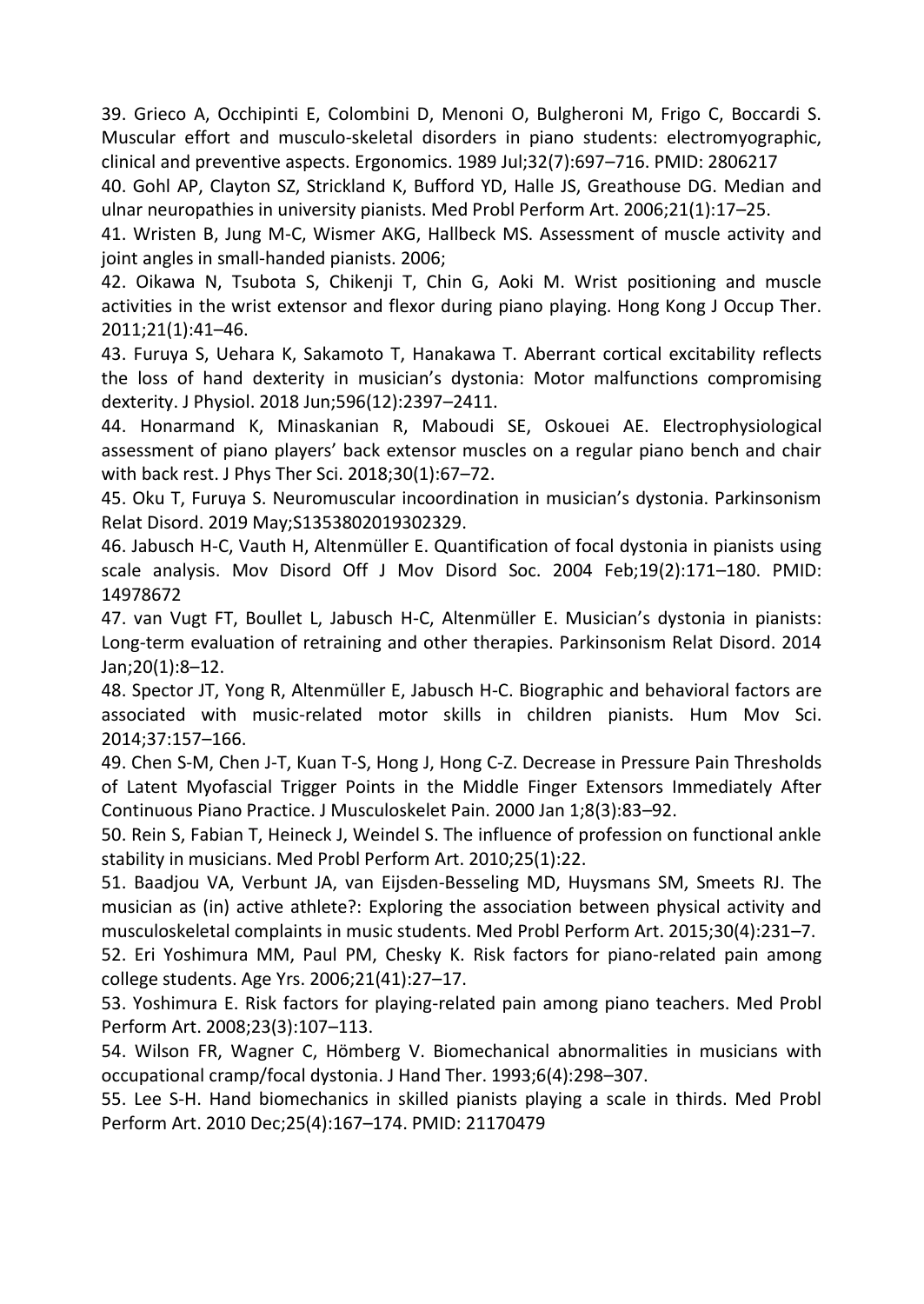39. Grieco A, Occhipinti E, Colombini D, Menoni O, Bulgheroni M, Frigo C, Boccardi S. Muscular effort and musculo-skeletal disorders in piano students: electromyographic, clinical and preventive aspects. Ergonomics. 1989 Jul;32(7):697–716. PMID: 2806217

40. Gohl AP, Clayton SZ, Strickland K, Bufford YD, Halle JS, Greathouse DG. Median and ulnar neuropathies in university pianists. Med Probl Perform Art. 2006;21(1):17–25.

41. Wristen B, Jung M-C, Wismer AKG, Hallbeck MS. Assessment of muscle activity and joint angles in small-handed pianists. 2006;

42. Oikawa N, Tsubota S, Chikenji T, Chin G, Aoki M. Wrist positioning and muscle activities in the wrist extensor and flexor during piano playing. Hong Kong J Occup Ther. 2011;21(1):41–46.

43. Furuya S, Uehara K, Sakamoto T, Hanakawa T. Aberrant cortical excitability reflects the loss of hand dexterity in musician's dystonia: Motor malfunctions compromising dexterity. J Physiol. 2018 Jun;596(12):2397–2411.

44. Honarmand K, Minaskanian R, Maboudi SE, Oskouei AE. Electrophysiological assessment of piano players' back extensor muscles on a regular piano bench and chair with back rest. J Phys Ther Sci. 2018;30(1):67–72.

45. Oku T, Furuya S. Neuromuscular incoordination in musician's dystonia. Parkinsonism Relat Disord. 2019 May;S1353802019302329.

46. Jabusch H-C, Vauth H, Altenmüller E. Quantification of focal dystonia in pianists using scale analysis. Mov Disord Off J Mov Disord Soc. 2004 Feb;19(2):171–180. PMID: 14978672

47. van Vugt FT, Boullet L, Jabusch H-C, Altenmüller E. Musician's dystonia in pianists: Long-term evaluation of retraining and other therapies. Parkinsonism Relat Disord. 2014 Jan;20(1):8–12.

48. Spector JT, Yong R, Altenmüller E, Jabusch H-C. Biographic and behavioral factors are associated with music-related motor skills in children pianists. Hum Mov Sci. 2014;37:157–166.

49. Chen S-M, Chen J-T, Kuan T-S, Hong J, Hong C-Z. Decrease in Pressure Pain Thresholds of Latent Myofascial Trigger Points in the Middle Finger Extensors Immediately After Continuous Piano Practice. J Musculoskelet Pain. 2000 Jan 1;8(3):83–92.

50. Rein S, Fabian T, Heineck J, Weindel S. The influence of profession on functional ankle stability in musicians. Med Probl Perform Art. 2010;25(1):22.

51. Baadjou VA, Verbunt JA, van Eijsden-Besseling MD, Huysmans SM, Smeets RJ. The musician as (in) active athlete?: Exploring the association between physical activity and musculoskeletal complaints in music students. Med Probl Perform Art. 2015;30(4):231–7.

52. Eri Yoshimura MM, Paul PM, Chesky K. Risk factors for piano-related pain among college students. Age Yrs. 2006;21(41):27–17.

53. Yoshimura E. Risk factors for playing-related pain among piano teachers. Med Probl Perform Art. 2008;23(3):107–113.

54. Wilson FR, Wagner C, Hömberg V. Biomechanical abnormalities in musicians with occupational cramp/focal dystonia. J Hand Ther. 1993;6(4):298–307.

55. Lee S-H. Hand biomechanics in skilled pianists playing a scale in thirds. Med Probl Perform Art. 2010 Dec;25(4):167–174. PMID: 21170479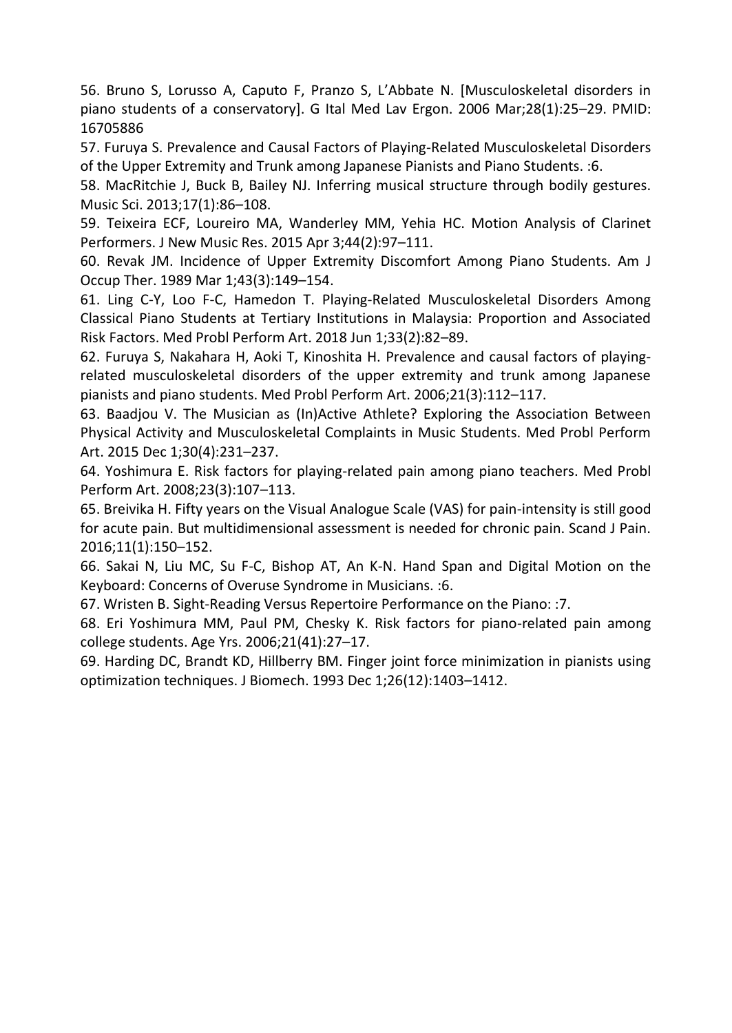56. Bruno S, Lorusso A, Caputo F, Pranzo S, L'Abbate N. [Musculoskeletal disorders in piano students of a conservatory]. G Ital Med Lav Ergon. 2006 Mar;28(1):25–29. PMID: 16705886

57. Furuya S. Prevalence and Causal Factors of Playing-Related Musculoskeletal Disorders of the Upper Extremity and Trunk among Japanese Pianists and Piano Students. :6.

58. MacRitchie J, Buck B, Bailey NJ. Inferring musical structure through bodily gestures. Music Sci. 2013;17(1):86–108.

59. Teixeira ECF, Loureiro MA, Wanderley MM, Yehia HC. Motion Analysis of Clarinet Performers. J New Music Res. 2015 Apr 3;44(2):97–111.

60. Revak JM. Incidence of Upper Extremity Discomfort Among Piano Students. Am J Occup Ther. 1989 Mar 1;43(3):149–154.

61. Ling C-Y, Loo F-C, Hamedon T. Playing-Related Musculoskeletal Disorders Among Classical Piano Students at Tertiary Institutions in Malaysia: Proportion and Associated Risk Factors. Med Probl Perform Art. 2018 Jun 1;33(2):82–89.

62. Furuya S, Nakahara H, Aoki T, Kinoshita H. Prevalence and causal factors of playing-related musculoskeletal disorders of the upper extremity and trunk among Japanese pianists and piano students. Med Probl Perform Art. 2006;21(3):112–117.

63. Baadjou V. The Musician as (In)Active Athlete? Exploring the Association Between Physical Activity and Musculoskeletal Complaints in Music Students. Med Probl Perform Art. 2015 Dec 1;30(4):231–237.

64. Yoshimura E. Risk factors for playing-related pain among piano teachers. Med Probl Perform Art. 2008;23(3):107–113.

65. Breivika H. Fifty years on the Visual Analogue Scale (VAS) for pain-intensity is still good for acute pain. But multidimensional assessment is needed for chronic pain. Scand J Pain. 2016;11(1):150–152.

66. Sakai N, Liu MC, Su F-C, Bishop AT, An K-N. Hand Span and Digital Motion on the Keyboard: Concerns of Overuse Syndrome in Musicians. :6.

67. Wristen B. Sight-Reading Versus Repertoire Performance on the Piano: :7.

68. Eri Yoshimura MM, Paul PM, Chesky K. Risk factors for piano-related pain among college students. Age Yrs. 2006;21(41):27–17.

69. Harding DC, Brandt KD, Hillberry BM. Finger joint force minimization in pianists using optimization techniques. J Biomech. 1993 Dec 1;26(12):1403–1412.